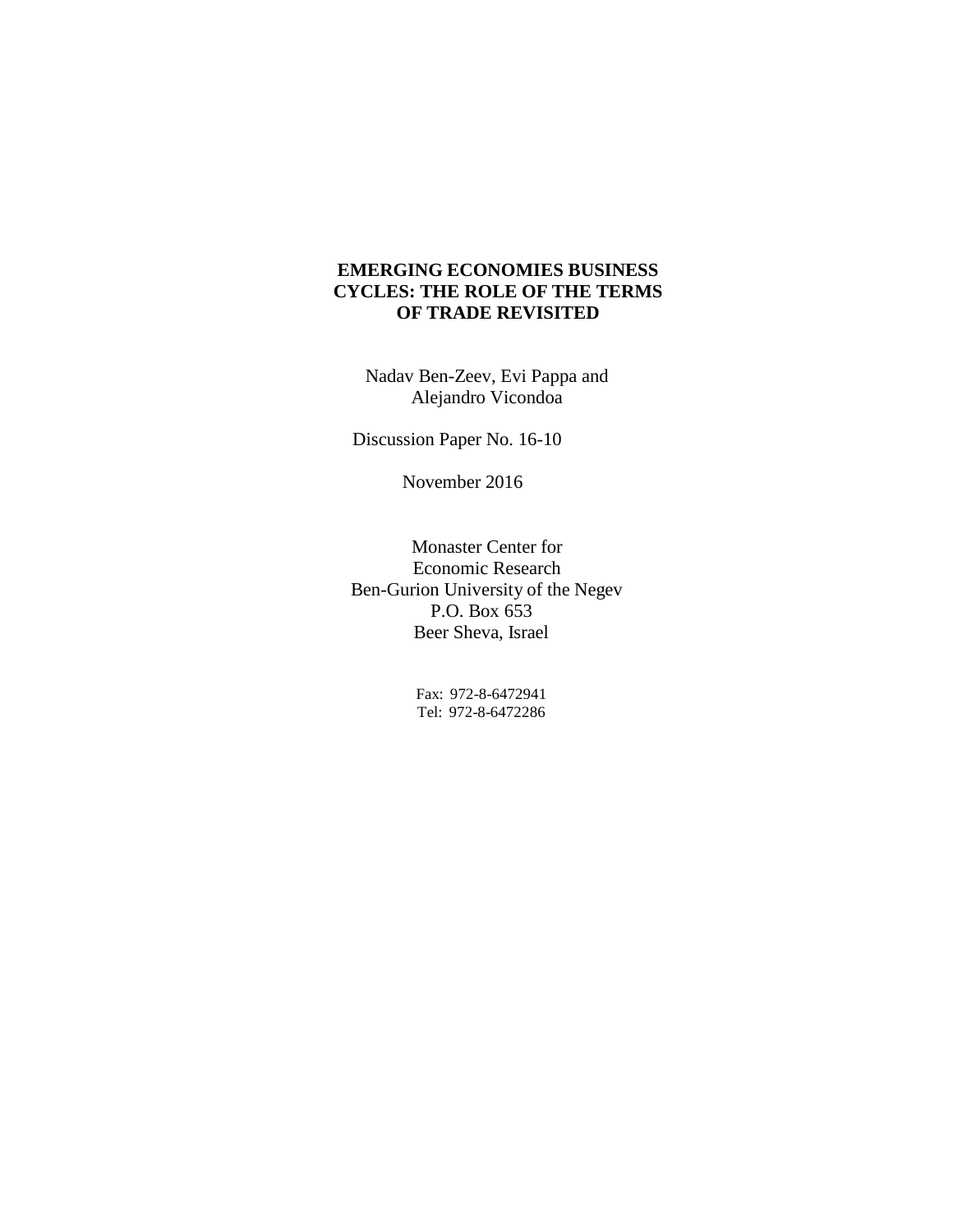# EMERGING ECONOMIES BUSINESS CYCLES: THE ROLE OF THE TERMS OF TRADE REVISITED

Nadav Ben-Zeev, Evi Pappa and Alejandro Vicondoa

Discussion Paper No. 16-10

November 2016

Monaster Center for
Economic Research
Ben-Gurion University of the Negev
P.O. Box 653
Beer Sheva, Israel

Fax: 972-8-6472941
Tel: 972-8-6472286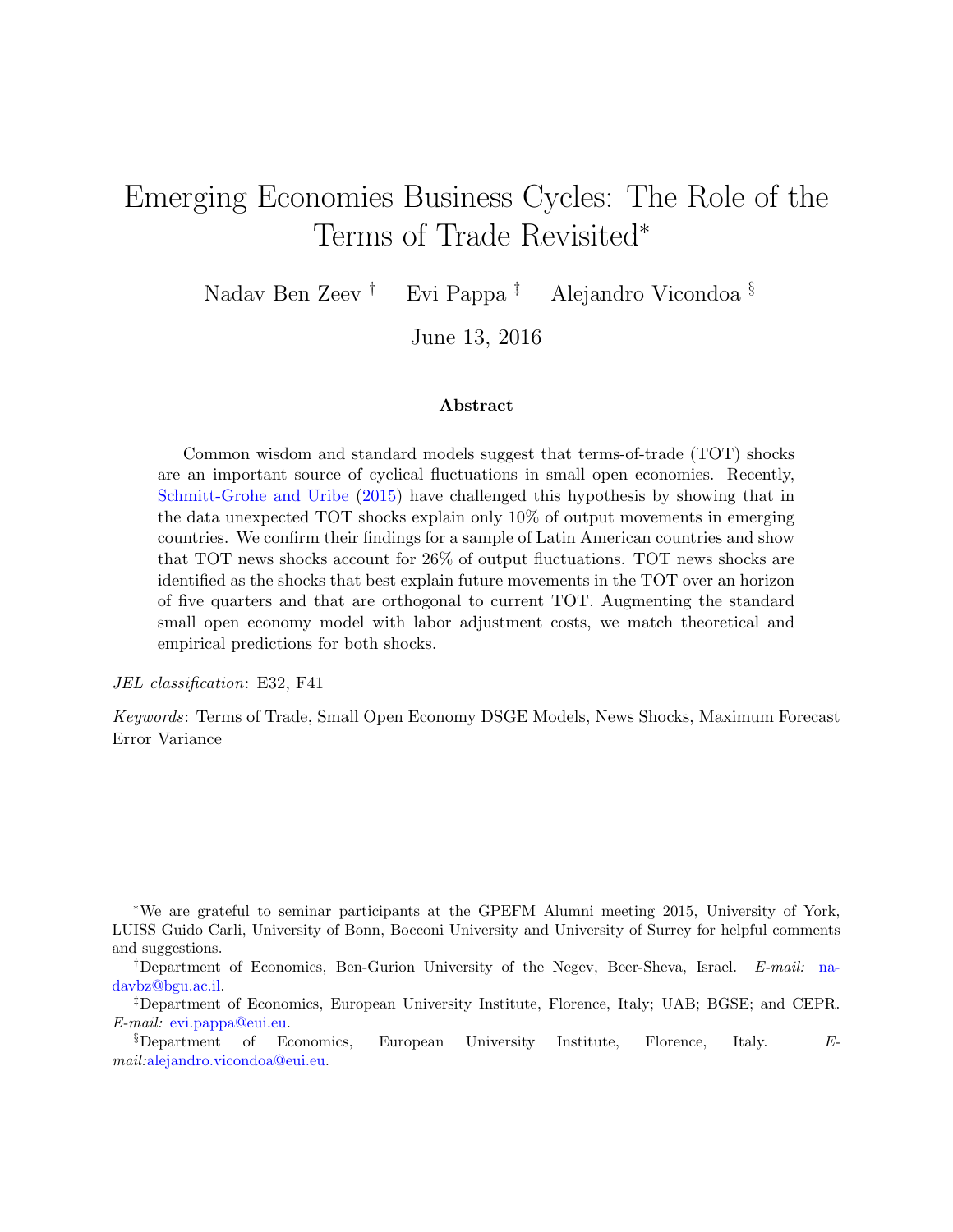# Emerging Economies Business Cycles: The Role of the Terms of Trade Revisited*

Nadav Ben Zeev † Evi Pappa ‡ Alejandro Vicondoa §

June 13, 2016

### Abstract

Common wisdom and standard models suggest that terms-of-trade (TOT) shocks are an important source of cyclical fluctuations in small open economies. Recently, Schmitt-Grohe and Uribe (2015) have challenged this hypothesis by showing that in the data unexpected TOT shocks explain only 10% of output movements in emerging countries. We confirm their findings for a sample of Latin American countries and show that TOT news shocks account for 26% of output fluctuations. TOT news shocks are identified as the shocks that best explain future movements in the TOT over an horizon of five quarters and that are orthogonal to current TOT. Augmenting the standard small open economy model with labor adjustment costs, we match theoretical and empirical predictions for both shocks.

*JEL classification*: E32, F41

*Keywords*: Terms of Trade, Small Open Economy DSGE Models, News Shocks, Maximum Forecast Error Variance

---

*We are grateful to seminar participants at the GPEFM Alumni meeting 2015, University of York, LUISS Guido Carli, University of Bonn, Bocconi University and University of Surrey for helpful comments and suggestions.

†Department of Economics, Ben-Gurion University of the Negev, Beer-Sheva, Israel. *E-mail:* nadavbz@bgu.ac.il.

‡Department of Economics, European University Institute, Florence, Italy; UAB; BGSE; and CEPR. *E-mail:* evi.pappa@eui.eu.

§Department of Economics, European University Institute, Florence, Italy. *E-mail:* alejandro.vicondoa@eui.eu.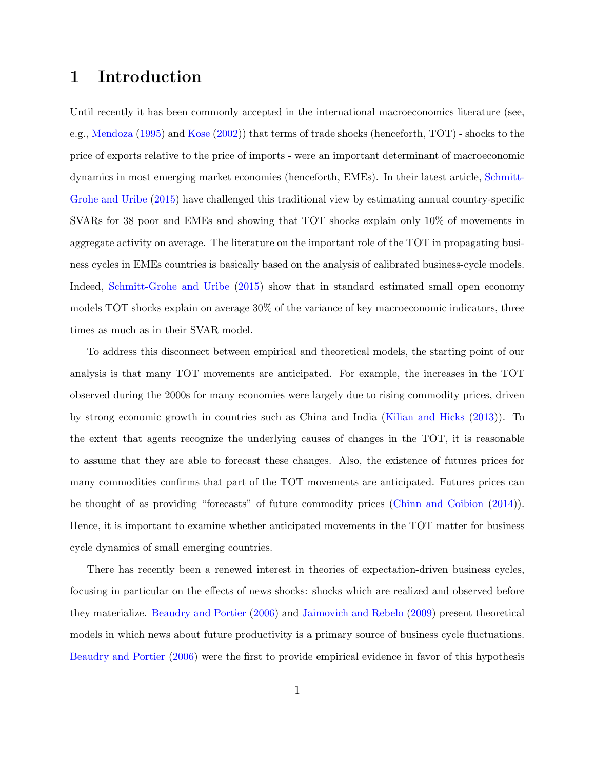# 1 Introduction

Until recently it has been commonly accepted in the international macroeconomics literature (see, e.g., Mendoza (1995) and Kose (2002)) that terms of trade shocks (henceforth, TOT) - shocks to the price of exports relative to the price of imports - were an important determinant of macroeconomic dynamics in most emerging market economies (henceforth, EMEs). In their latest article, Schmitt-Grohe and Uribe (2015) have challenged this traditional view by estimating annual country-specific SVARs for 38 poor and EMEs and showing that TOT shocks explain only 10% of movements in aggregate activity on average. The literature on the important role of the TOT in propagating business cycles in EMEs countries is basically based on the analysis of calibrated business-cycle models. Indeed, Schmitt-Grohe and Uribe (2015) show that in standard estimated small open economy models TOT shocks explain on average 30% of the variance of key macroeconomic indicators, three times as much as in their SVAR model.

To address this disconnect between empirical and theoretical models, the starting point of our analysis is that many TOT movements are anticipated. For example, the increases in the TOT observed during the 2000s for many economies were largely due to rising commodity prices, driven by strong economic growth in countries such as China and India (Kilian and Hicks (2013)). To the extent that agents recognize the underlying causes of changes in the TOT, it is reasonable to assume that they are able to forecast these changes. Also, the existence of futures prices for many commodities confirms that part of the TOT movements are anticipated. Futures prices can be thought of as providing "forecasts" of future commodity prices (Chinn and Coibion (2014)). Hence, it is important to examine whether anticipated movements in the TOT matter for business cycle dynamics of small emerging countries.

There has recently been a renewed interest in theories of expectation-driven business cycles, focusing in particular on the effects of news shocks: shocks which are realized and observed before they materialize. Beaudry and Portier (2006) and Jaimovich and Rebelo (2009) present theoretical models in which news about future productivity is a primary source of business cycle fluctuations. Beaudry and Portier (2006) were the first to provide empirical evidence in favor of this hypothesis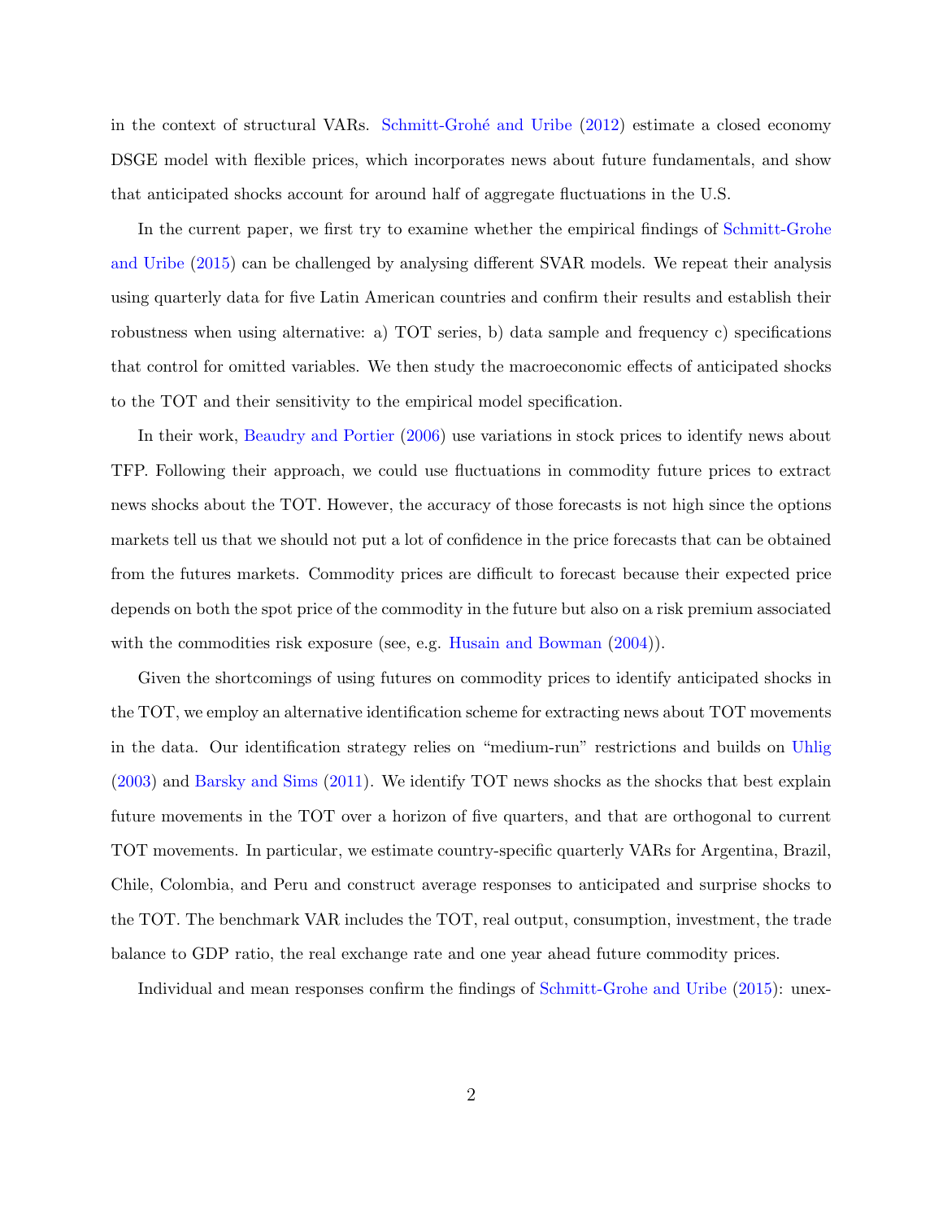in the context of structural VARs. Schmitt-Grohé and Uribe (2012) estimate a closed economy DSGE model with flexible prices, which incorporates news about future fundamentals, and show that anticipated shocks account for around half of aggregate fluctuations in the U.S.

In the current paper, we first try to examine whether the empirical findings of Schmitt-Grohe and Uribe (2015) can be challenged by analysing different SVAR models. We repeat their analysis using quarterly data for five Latin American countries and confirm their results and establish their robustness when using alternative: a) TOT series, b) data sample and frequency c) specifications that control for omitted variables. We then study the macroeconomic effects of anticipated shocks to the TOT and their sensitivity to the empirical model specification.

In their work, Beaudry and Portier (2006) use variations in stock prices to identify news about TFP. Following their approach, we could use fluctuations in commodity future prices to extract news shocks about the TOT. However, the accuracy of those forecasts is not high since the options markets tell us that we should not put a lot of confidence in the price forecasts that can be obtained from the futures markets. Commodity prices are difficult to forecast because their expected price depends on both the spot price of the commodity in the future but also on a risk premium associated with the commodities risk exposure (see, e.g. Husain and Bowman (2004)).

Given the shortcomings of using futures on commodity prices to identify anticipated shocks in the TOT, we employ an alternative identification scheme for extracting news about TOT movements in the data. Our identification strategy relies on "medium-run" restrictions and builds on Uhlig (2003) and Barsky and Sims (2011). We identify TOT news shocks as the shocks that best explain future movements in the TOT over a horizon of five quarters, and that are orthogonal to current TOT movements. In particular, we estimate country-specific quarterly VARs for Argentina, Brazil, Chile, Colombia, and Peru and construct average responses to anticipated and surprise shocks to the TOT. The benchmark VAR includes the TOT, real output, consumption, investment, the trade balance to GDP ratio, the real exchange rate and one year ahead future commodity prices.

Individual and mean responses confirm the findings of Schmitt-Grohe and Uribe (2015): unex-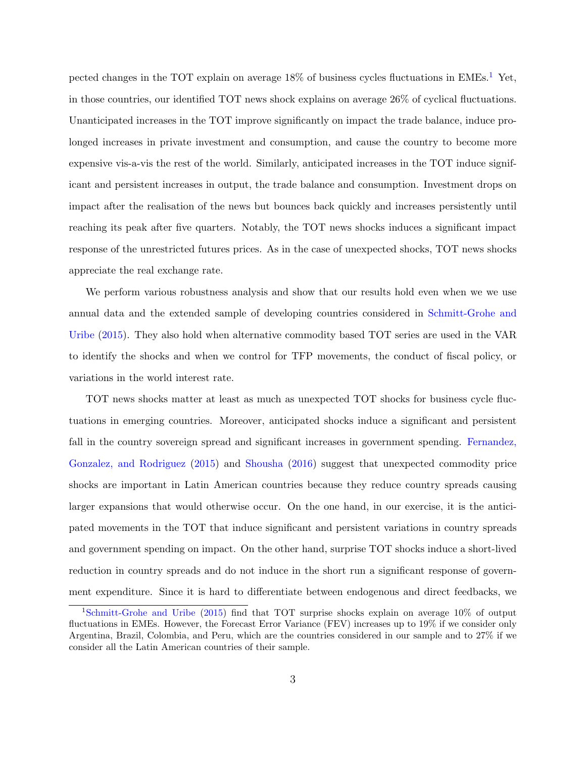pected changes in the TOT explain on average 18% of business cycles fluctuations in EMEs.[1] Yet, in those countries, our identified TOT news shock explains on average 26% of cyclical fluctuations. Unanticipated increases in the TOT improve significantly on impact the trade balance, induce prolonged increases in private investment and consumption, and cause the country to become more expensive vis-a-vis the rest of the world. Similarly, anticipated increases in the TOT induce significant and persistent increases in output, the trade balance and consumption. Investment drops on impact after the realisation of the news but bounces back quickly and increases persistently until reaching its peak after five quarters. Notably, the TOT news shocks induces a significant impact response of the unrestricted futures prices. As in the case of unexpected shocks, TOT news shocks appreciate the real exchange rate.

We perform various robustness analysis and show that our results hold even when we we use annual data and the extended sample of developing countries considered in Schmitt-Grohe and Uribe (2015). They also hold when alternative commodity based TOT series are used in the VAR to identify the shocks and when we control for TFP movements, the conduct of fiscal policy, or variations in the world interest rate.

TOT news shocks matter at least as much as unexpected TOT shocks for business cycle fluctuations in emerging countries. Moreover, anticipated shocks induce a significant and persistent fall in the country sovereign spread and significant increases in government spending. Fernandez, Gonzalez, and Rodriguez (2015) and Shousha (2016) suggest that unexpected commodity price shocks are important in Latin American countries because they reduce country spreads causing larger expansions that would otherwise occur. On the one hand, in our exercise, it is the anticipated movements in the TOT that induce significant and persistent variations in country spreads and government spending on impact. On the other hand, surprise TOT shocks induce a short-lived reduction in country spreads and do not induce in the short run a significant response of government expenditure. Since it is hard to differentiate between endogenous and direct feedbacks, we

[1] Schmitt-Grohe and Uribe (2015) find that TOT surprise shocks explain on average 10% of output fluctuations in EMEs. However, the Forecast Error Variance (FEV) increases up to 19% if we consider only Argentina, Brazil, Colombia, and Peru, which are the countries considered in our sample and to 27% if we consider all the Latin American countries of their sample.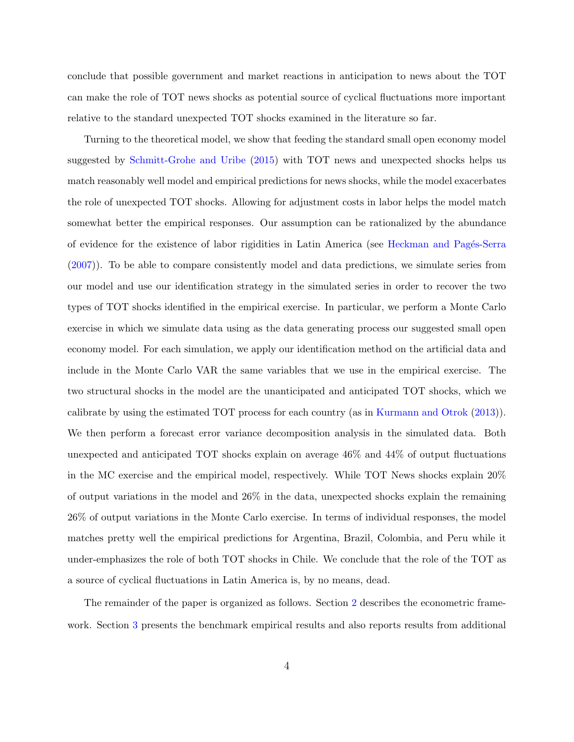conclude that possible government and market reactions in anticipation to news about the TOT can make the role of TOT news shocks as potential source of cyclical fluctuations more important relative to the standard unexpected TOT shocks examined in the literature so far.

Turning to the theoretical model, we show that feeding the standard small open economy model suggested by Schmitt-Grohe and Uribe (2015) with TOT news and unexpected shocks helps us match reasonably well model and empirical predictions for news shocks, while the model exacerbates the role of unexpected TOT shocks. Allowing for adjustment costs in labor helps the model match somewhat better the empirical responses. Our assumption can be rationalized by the abundance of evidence for the existence of labor rigidities in Latin America (see Heckman and Pagés-Serra (2007)). To be able to compare consistently model and data predictions, we simulate series from our model and use our identification strategy in the simulated series in order to recover the two types of TOT shocks identified in the empirical exercise. In particular, we perform a Monte Carlo exercise in which we simulate data using as the data generating process our suggested small open economy model. For each simulation, we apply our identification method on the artificial data and include in the Monte Carlo VAR the same variables that we use in the empirical exercise. The two structural shocks in the model are the unanticipated and anticipated TOT shocks, which we calibrate by using the estimated TOT process for each country (as in Kurmann and Otrok (2013)). We then perform a forecast error variance decomposition analysis in the simulated data. Both unexpected and anticipated TOT shocks explain on average 46% and 44% of output fluctuations in the MC exercise and the empirical model, respectively. While TOT News shocks explain 20% of output variations in the model and 26% in the data, unexpected shocks explain the remaining 26% of output variations in the Monte Carlo exercise. In terms of individual responses, the model matches pretty well the empirical predictions for Argentina, Brazil, Colombia, and Peru while it under-emphasizes the role of both TOT shocks in Chile. We conclude that the role of the TOT as a source of cyclical fluctuations in Latin America is, by no means, dead.

The remainder of the paper is organized as follows. Section 2 describes the econometric framework. Section 3 presents the benchmark empirical results and also reports results from additional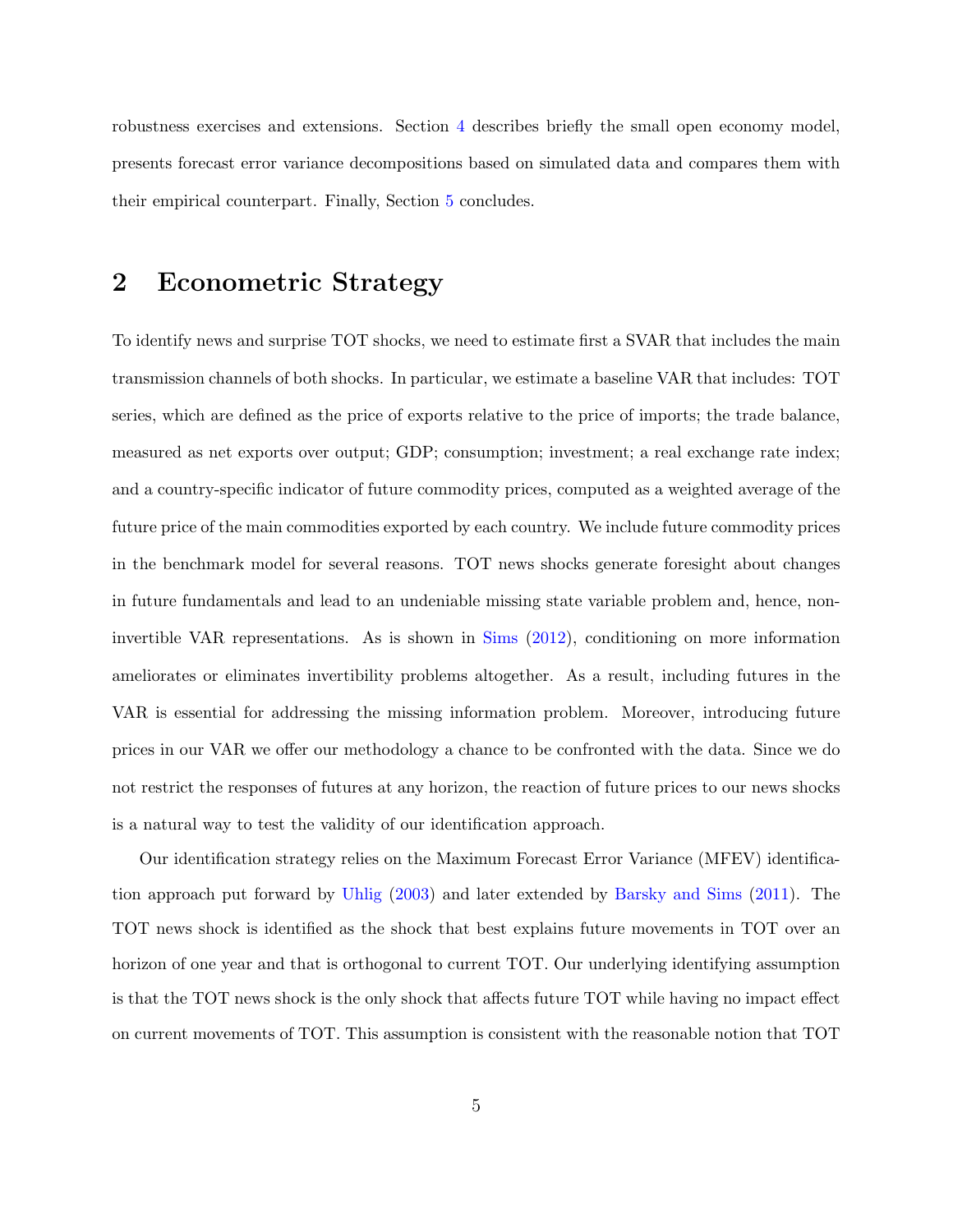robustness exercises and extensions. Section 4 describes briefly the small open economy model, presents forecast error variance decompositions based on simulated data and compares them with their empirical counterpart. Finally, Section 5 concludes.

## 2 Econometric Strategy

To identify news and surprise TOT shocks, we need to estimate first a SVAR that includes the main transmission channels of both shocks. In particular, we estimate a baseline VAR that includes: TOT series, which are defined as the price of exports relative to the price of imports; the trade balance, measured as net exports over output; GDP; consumption; investment; a real exchange rate index; and a country-specific indicator of future commodity prices, computed as a weighted average of the future price of the main commodities exported by each country. We include future commodity prices in the benchmark model for several reasons. TOT news shocks generate foresight about changes in future fundamentals and lead to an undeniable missing state variable problem and, hence, non-invertible VAR representations. As is shown in Sims (2012), conditioning on more information ameliorates or eliminates invertibility problems altogether. As a result, including futures in the VAR is essential for addressing the missing information problem. Moreover, introducing future prices in our VAR we offer our methodology a chance to be confronted with the data. Since we do not restrict the responses of futures at any horizon, the reaction of future prices to our news shocks is a natural way to test the validity of our identification approach.

Our identification strategy relies on the Maximum Forecast Error Variance (MFEV) identification approach put forward by Uhlig (2003) and later extended by Barsky and Sims (2011). The TOT news shock is identified as the shock that best explains future movements in TOT over an horizon of one year and that is orthogonal to current TOT. Our underlying identifying assumption is that the TOT news shock is the only shock that affects future TOT while having no impact effect on current movements of TOT. This assumption is consistent with the reasonable notion that TOT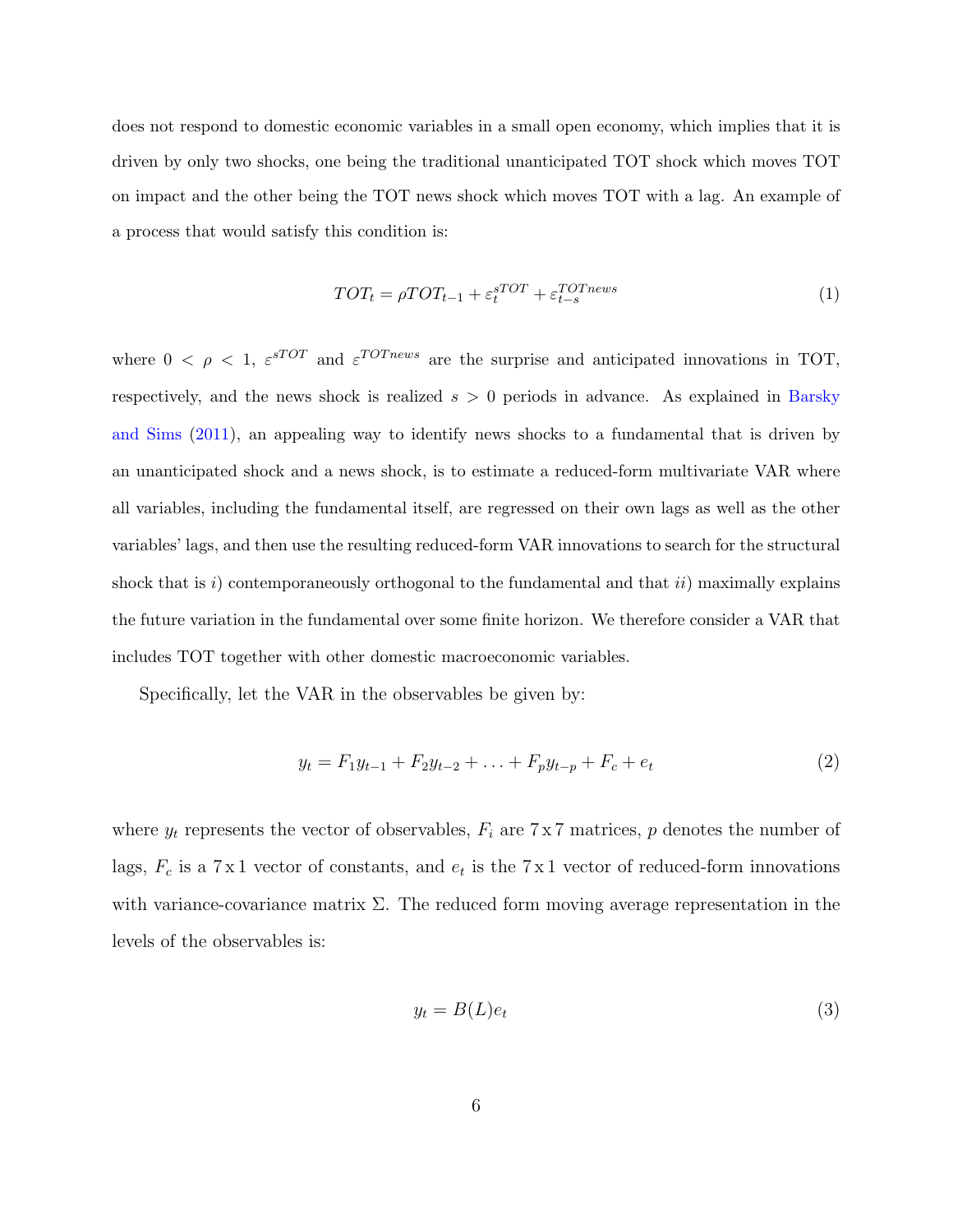does not respond to domestic economic variables in a small open economy, which implies that it is driven by only two shocks, one being the traditional unanticipated TOT shock which moves TOT on impact and the other being the TOT news shock which moves TOT with a lag. An example of a process that would satisfy this condition is:

$$TOT_t = \rho TOT_{t-1} + \varepsilon_t^{sTOT} + \varepsilon_{t-s}^{TOTnews} \tag{1}$$

where $0 < \rho < 1$, $\varepsilon^{sTOT}$ and $\varepsilon^{TOTnews}$ are the surprise and anticipated innovations in TOT, respectively, and the news shock is realized $s > 0$ periods in advance. As explained in Barsky and Sims (2011), an appealing way to identify news shocks to a fundamental that is driven by an unanticipated shock and a news shock, is to estimate a reduced-form multivariate VAR where all variables, including the fundamental itself, are regressed on their own lags as well as the other variables' lags, and then use the resulting reduced-form VAR innovations to search for the structural shock that is *i*) contemporaneously orthogonal to the fundamental and that *ii*) maximally explains the future variation in the fundamental over some finite horizon. We therefore consider a VAR that includes TOT together with other domestic macroeconomic variables.

Specifically, let the VAR in the observables be given by:

$$y_t = F_1 y_{t-1} + F_2 y_{t-2} + \ldots + F_p y_{t-p} + F_c + e_t \tag{2}$$

where $y_t$ represents the vector of observables, $F_i$ are $7 \times 7$ matrices, $p$ denotes the number of lags, $F_c$ is a $7 \times 1$ vector of constants, and $e_t$ is the $7 \times 1$ vector of reduced-form innovations with variance-covariance matrix $\Sigma$. The reduced form moving average representation in the levels of the observables is:

$$y_t = B(L) e_t \tag{3}$$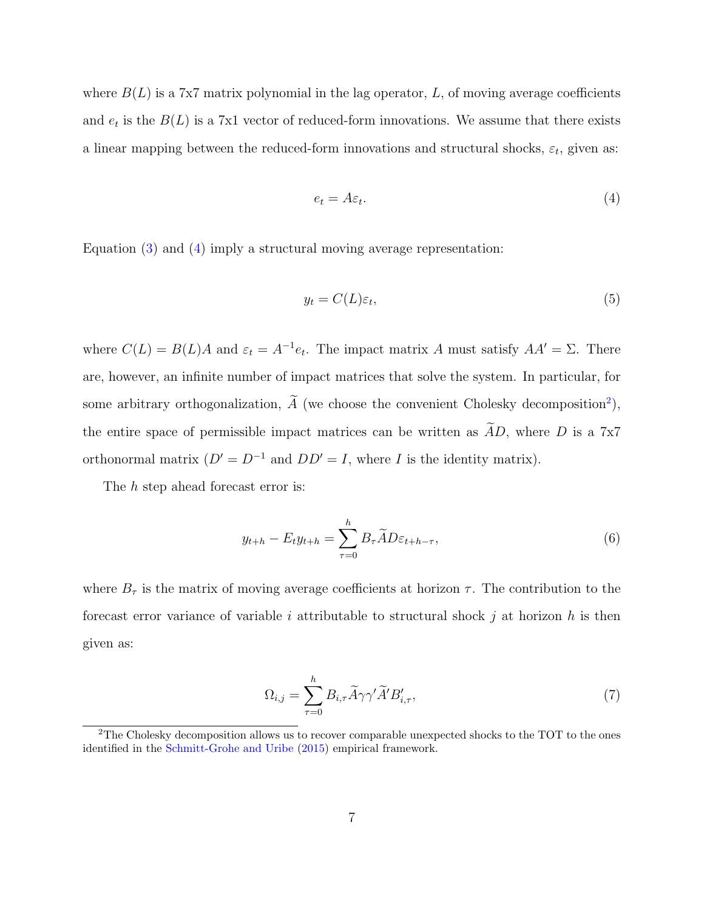where $B(L)$ is a 7x7 matrix polynomial in the lag operator, $L$, of moving average coefficients and $e_t$ is the $B(L)$ is a 7x1 vector of reduced-form innovations. We assume that there exists a linear mapping between the reduced-form innovations and structural shocks, $\varepsilon_t$, given as:

$$e_t = A\varepsilon_t. \tag{4}$$

Equation (3) and (4) imply a structural moving average representation:

$$y_t = C(L)\varepsilon_t, \tag{5}$$

where $C(L) = B(L)A$ and $\varepsilon_t = A^{-1}e_t$. The impact matrix $A$ must satisfy $AA' = \Sigma$. There are, however, an infinite number of impact matrices that solve the system. In particular, for some arbitrary orthogonalization, $\widetilde{A}$ (we choose the convenient Cholesky decomposition[2]), the entire space of permissible impact matrices can be written as $\widetilde{A}D$, where $D$ is a 7x7 orthonormal matrix ($D' = D^{-1}$ and $DD' = I$, where $I$ is the identity matrix).

The $h$ step ahead forecast error is:

$$y_{t+h} - E_t y_{t+h} = \sum_{\tau=0}^{h} B_\tau \widetilde{A} D \varepsilon_{t+h-\tau}, \tag{6}$$

where $B_\tau$ is the matrix of moving average coefficients at horizon $\tau$. The contribution to the forecast error variance of variable $i$ attributable to structural shock $j$ at horizon $h$ is then given as:

$$\Omega_{i,j} = \sum_{\tau=0}^{h} B_{i,\tau} \widetilde{A} \gamma \gamma' \widetilde{A}' B_{i,\tau}', \tag{7}$$

[2]The Cholesky decomposition allows us to recover comparable unexpected shocks to the TOT to the ones identified in the Schmitt-Grohe and Uribe (2015) empirical framework.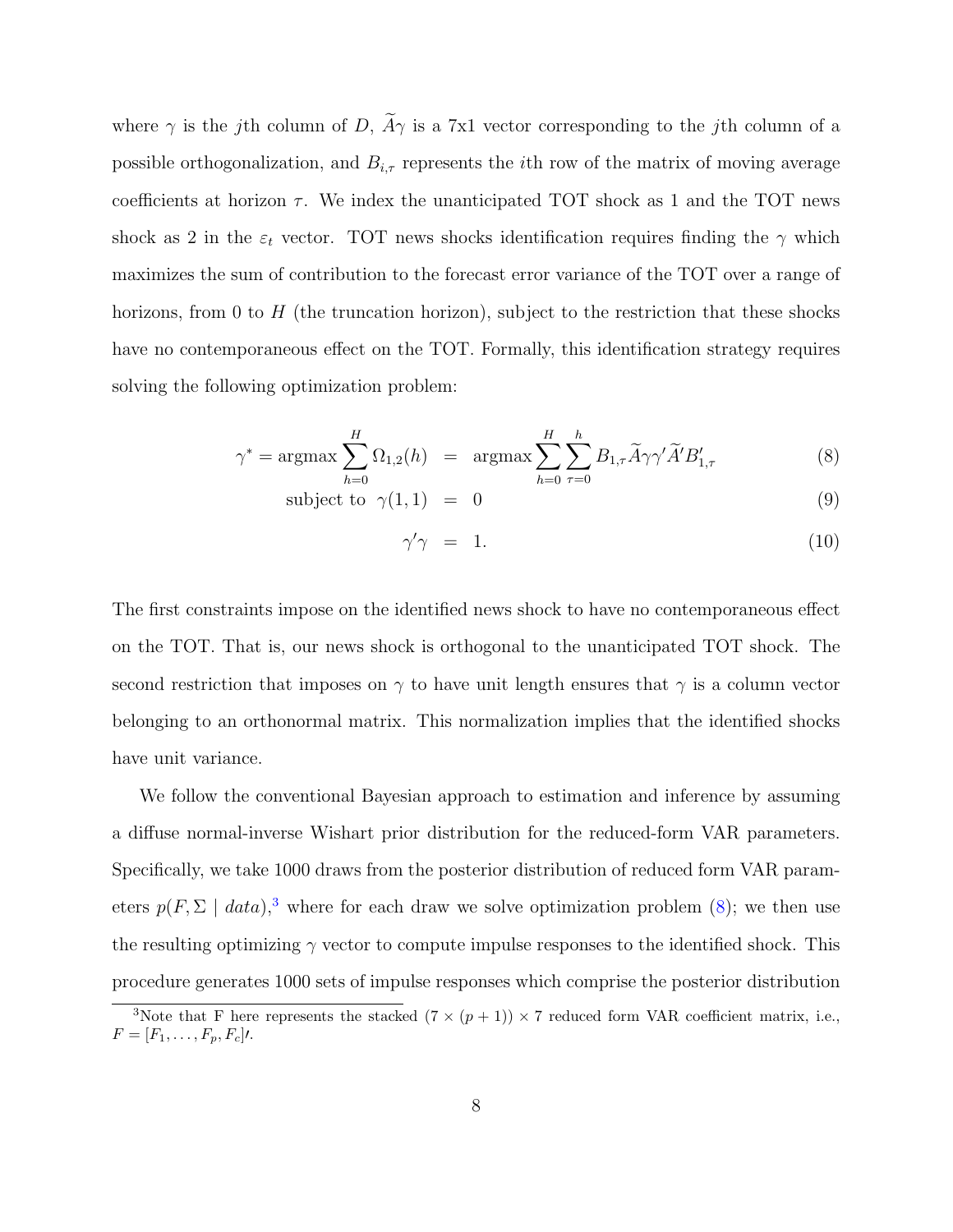where $\gamma$ is the $j$th column of $D$, $\widetilde{A}\gamma$ is a 7x1 vector corresponding to the $j$th column of a possible orthogonalization, and $B_{i,\tau}$ represents the $i$th row of the matrix of moving average coefficients at horizon $\tau$. We index the unanticipated TOT shock as 1 and the TOT news shock as 2 in the $\varepsilon_t$ vector. TOT news shocks identification requires finding the $\gamma$ which maximizes the sum of contribution to the forecast error variance of the TOT over a range of horizons, from 0 to $H$ (the truncation horizon), subject to the restriction that these shocks have no contemporaneous effect on the TOT. Formally, this identification strategy requires solving the following optimization problem:

$$\gamma^* = \operatorname{argmax} \sum_{h=0}^{H} \Omega_{1,2}(h) = \operatorname{argmax} \sum_{h=0}^{H} \sum_{\tau=0}^{h} B_{1,\tau} \widetilde{A} \gamma \gamma' \widetilde{A}' B'_{1,\tau} \tag{8}$$

$$\text{subject to } \gamma(1,1) = 0 \tag{9}$$

$$\gamma'\gamma = 1. \tag{10}$$

The first constraints impose on the identified news shock to have no contemporaneous effect on the TOT. That is, our news shock is orthogonal to the unanticipated TOT shock. The second restriction that imposes on $\gamma$ to have unit length ensures that $\gamma$ is a column vector belonging to an orthonormal matrix. This normalization implies that the identified shocks have unit variance.

We follow the conventional Bayesian approach to estimation and inference by assuming a diffuse normal-inverse Wishart prior distribution for the reduced-form VAR parameters. Specifically, we take 1000 draws from the posterior distribution of reduced form VAR parameters $p(F, \Sigma \mid data)$,[3] where for each draw we solve optimization problem (8); we then use the resulting optimizing $\gamma$ vector to compute impulse responses to the identified shock. This procedure generates 1000 sets of impulse responses which comprise the posterior distribution

[3] Note that F here represents the stacked $(7 \times (p+1)) \times 7$ reduced form VAR coefficient matrix, i.e., $F = [F_1, \ldots, F_p, F_c]\prime$.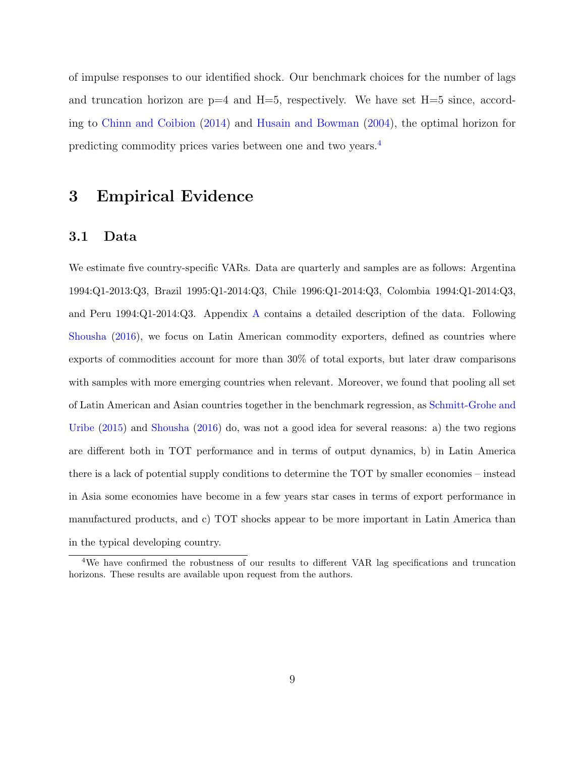of impulse responses to our identified shock. Our benchmark choices for the number of lags and truncation horizon are p=4 and H=5, respectively. We have set H=5 since, according to Chinn and Coibion (2014) and Husain and Bowman (2004), the optimal horizon for predicting commodity prices varies between one and two years.[4]

# 3 Empirical Evidence

## 3.1 Data

We estimate five country-specific VARs. Data are quarterly and samples are as follows: Argentina 1994:Q1-2013:Q3, Brazil 1995:Q1-2014:Q3, Chile 1996:Q1-2014:Q3, Colombia 1994:Q1-2014:Q3, and Peru 1994:Q1-2014:Q3. Appendix A contains a detailed description of the data. Following Shousha (2016), we focus on Latin American commodity exporters, defined as countries where exports of commodities account for more than 30% of total exports, but later draw comparisons with samples with more emerging countries when relevant. Moreover, we found that pooling all set of Latin American and Asian countries together in the benchmark regression, as Schmitt-Grohe and Uribe (2015) and Shousha (2016) do, was not a good idea for several reasons: a) the two regions are different both in TOT performance and in terms of output dynamics, b) in Latin America there is a lack of potential supply conditions to determine the TOT by smaller economies – instead in Asia some economies have become in a few years star cases in terms of export performance in manufactured products, and c) TOT shocks appear to be more important in Latin America than in the typical developing country.

[4] We have confirmed the robustness of our results to different VAR lag specifications and truncation horizons. These results are available upon request from the authors.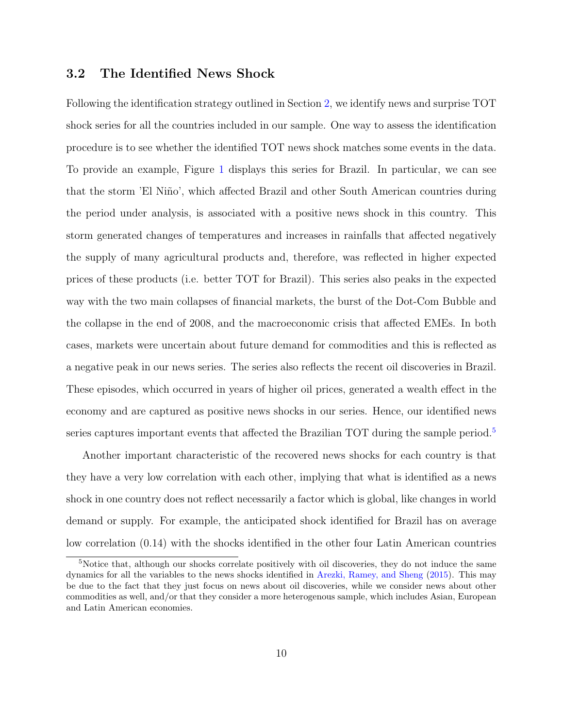### 3.2 The Identified News Shock

Following the identification strategy outlined in Section 2, we identify news and surprise TOT shock series for all the countries included in our sample. One way to assess the identification procedure is to see whether the identified TOT news shock matches some events in the data. To provide an example, Figure 1 displays this series for Brazil. In particular, we can see that the storm 'El Niño', which affected Brazil and other South American countries during the period under analysis, is associated with a positive news shock in this country. This storm generated changes of temperatures and increases in rainfalls that affected negatively the supply of many agricultural products and, therefore, was reflected in higher expected prices of these products (i.e. better TOT for Brazil). This series also peaks in the expected way with the two main collapses of financial markets, the burst of the Dot-Com Bubble and the collapse in the end of 2008, and the macroeconomic crisis that affected EMEs. In both cases, markets were uncertain about future demand for commodities and this is reflected as a negative peak in our news series. The series also reflects the recent oil discoveries in Brazil. These episodes, which occurred in years of higher oil prices, generated a wealth effect in the economy and are captured as positive news shocks in our series. Hence, our identified news series captures important events that affected the Brazilian TOT during the sample period.[5]

Another important characteristic of the recovered news shocks for each country is that they have a very low correlation with each other, implying that what is identified as a news shock in one country does not reflect necessarily a factor which is global, like changes in world demand or supply. For example, the anticipated shock identified for Brazil has on average low correlation (0.14) with the shocks identified in the other four Latin American countries

[5] Notice that, although our shocks correlate positively with oil discoveries, they do not induce the same dynamics for all the variables to the news shocks identified in Arezki, Ramey, and Sheng (2015). This may be due to the fact that they just focus on news about oil discoveries, while we consider news about other commodities as well, and/or that they consider a more heterogenous sample, which includes Asian, European and Latin American economies.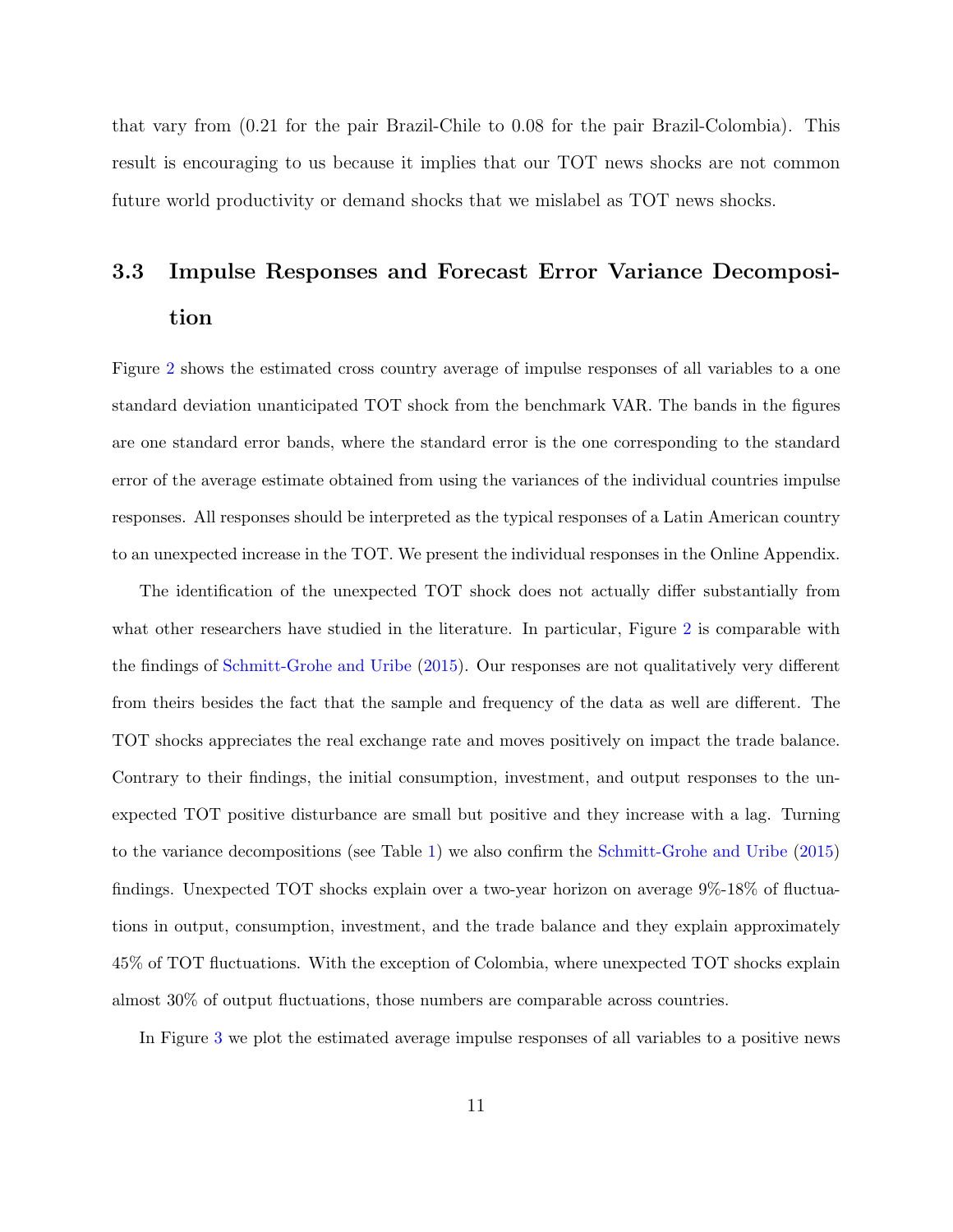that vary from (0.21 for the pair Brazil-Chile to 0.08 for the pair Brazil-Colombia). This result is encouraging to us because it implies that our TOT news shocks are not common future world productivity or demand shocks that we mislabel as TOT news shocks.

### 3.3 Impulse Responses and Forecast Error Variance Decomposition

Figure 2 shows the estimated cross country average of impulse responses of all variables to a one standard deviation unanticipated TOT shock from the benchmark VAR. The bands in the figures are one standard error bands, where the standard error is the one corresponding to the standard error of the average estimate obtained from using the variances of the individual countries impulse responses. All responses should be interpreted as the typical responses of a Latin American country to an unexpected increase in the TOT. We present the individual responses in the Online Appendix.

The identification of the unexpected TOT shock does not actually differ substantially from what other researchers have studied in the literature. In particular, Figure 2 is comparable with the findings of Schmitt-Grohe and Uribe (2015). Our responses are not qualitatively very different from theirs besides the fact that the sample and frequency of the data as well are different. The TOT shocks appreciates the real exchange rate and moves positively on impact the trade balance. Contrary to their findings, the initial consumption, investment, and output responses to the unexpected TOT positive disturbance are small but positive and they increase with a lag. Turning to the variance decompositions (see Table 1) we also confirm the Schmitt-Grohe and Uribe (2015) findings. Unexpected TOT shocks explain over a two-year horizon on average 9%-18% of fluctuations in output, consumption, investment, and the trade balance and they explain approximately 45% of TOT fluctuations. With the exception of Colombia, where unexpected TOT shocks explain almost 30% of output fluctuations, those numbers are comparable across countries.

In Figure 3 we plot the estimated average impulse responses of all variables to a positive news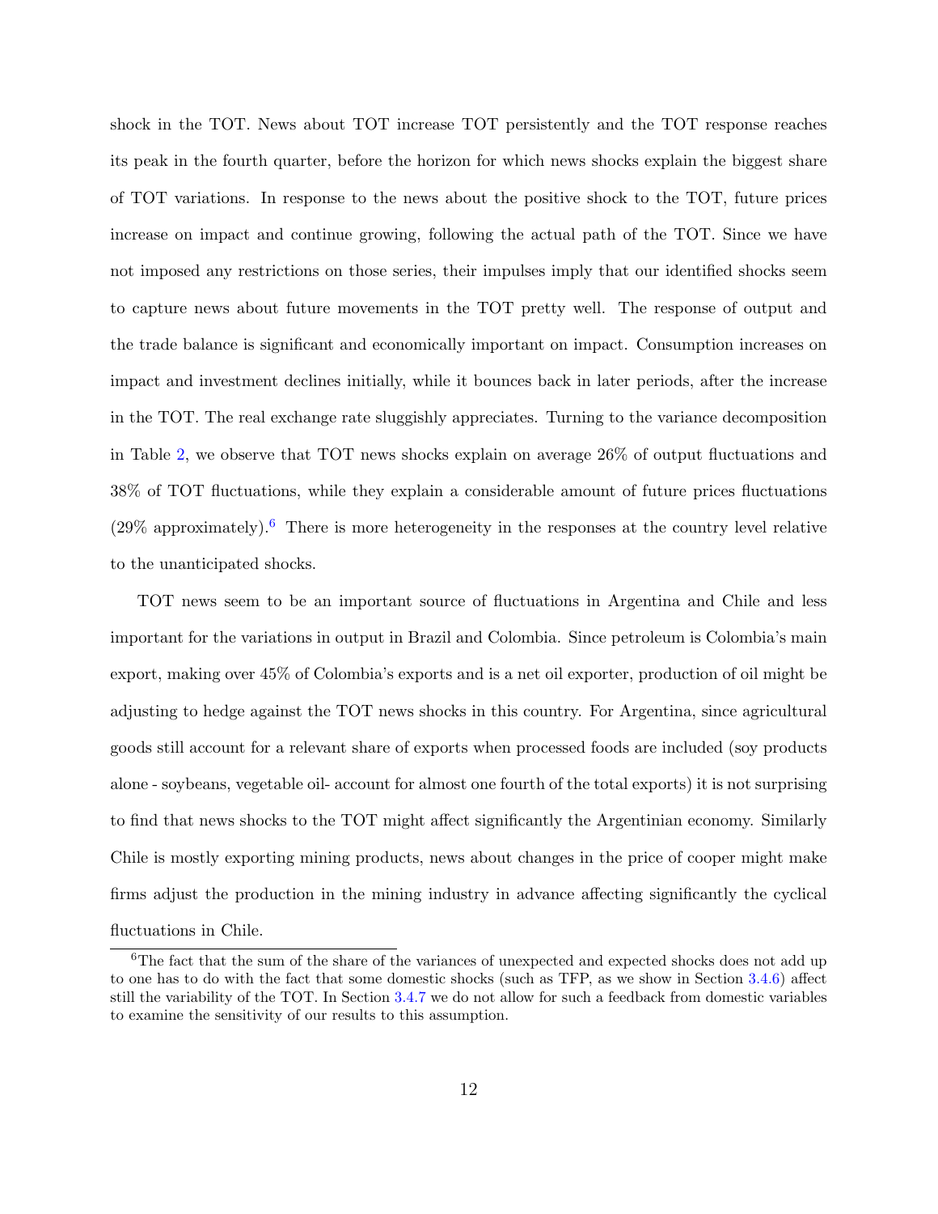shock in the TOT. News about TOT increase TOT persistently and the TOT response reaches its peak in the fourth quarter, before the horizon for which news shocks explain the biggest share of TOT variations. In response to the news about the positive shock to the TOT, future prices increase on impact and continue growing, following the actual path of the TOT. Since we have not imposed any restrictions on those series, their impulses imply that our identified shocks seem to capture news about future movements in the TOT pretty well. The response of output and the trade balance is significant and economically important on impact. Consumption increases on impact and investment declines initially, while it bounces back in later periods, after the increase in the TOT. The real exchange rate sluggishly appreciates. Turning to the variance decomposition in Table 2, we observe that TOT news shocks explain on average 26% of output fluctuations and 38% of TOT fluctuations, while they explain a considerable amount of future prices fluctuations (29% approximately).[6] There is more heterogeneity in the responses at the country level relative to the unanticipated shocks.

TOT news seem to be an important source of fluctuations in Argentina and Chile and less important for the variations in output in Brazil and Colombia. Since petroleum is Colombia's main export, making over 45% of Colombia's exports and is a net oil exporter, production of oil might be adjusting to hedge against the TOT news shocks in this country. For Argentina, since agricultural goods still account for a relevant share of exports when processed foods are included (soy products alone - soybeans, vegetable oil- account for almost one fourth of the total exports) it is not surprising to find that news shocks to the TOT might affect significantly the Argentinian economy. Similarly Chile is mostly exporting mining products, news about changes in the price of cooper might make firms adjust the production in the mining industry in advance affecting significantly the cyclical fluctuations in Chile.

[6] The fact that the sum of the share of the variances of unexpected and expected shocks does not add up to one has to do with the fact that some domestic shocks (such as TFP, as we show in Section 3.4.6) affect still the variability of the TOT. In Section 3.4.7 we do not allow for such a feedback from domestic variables to examine the sensitivity of our results to this assumption.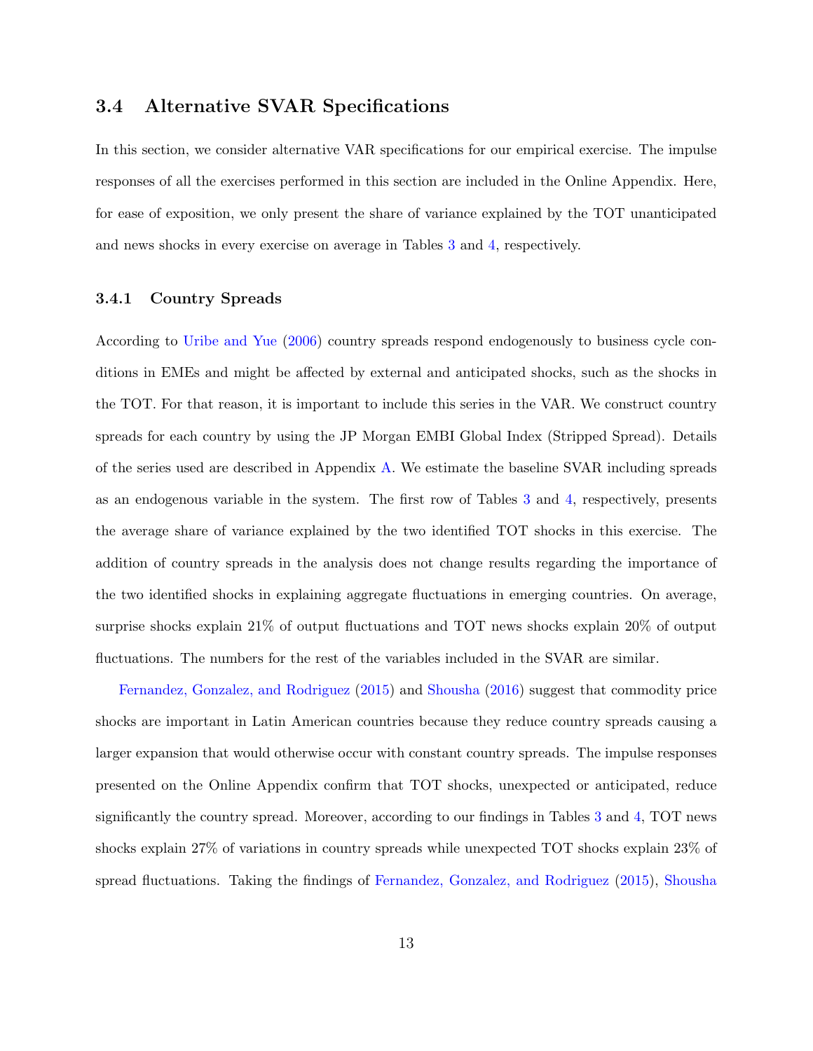## 3.4 Alternative SVAR Specifications

In this section, we consider alternative VAR specifications for our empirical exercise. The impulse responses of all the exercises performed in this section are included in the Online Appendix. Here, for ease of exposition, we only present the share of variance explained by the TOT unanticipated and news shocks in every exercise on average in Tables 3 and 4, respectively.

### 3.4.1 Country Spreads

According to Uribe and Yue (2006) country spreads respond endogenously to business cycle conditions in EMEs and might be affected by external and anticipated shocks, such as the shocks in the TOT. For that reason, it is important to include this series in the VAR. We construct country spreads for each country by using the JP Morgan EMBI Global Index (Stripped Spread). Details of the series used are described in Appendix A. We estimate the baseline SVAR including spreads as an endogenous variable in the system. The first row of Tables 3 and 4, respectively, presents the average share of variance explained by the two identified TOT shocks in this exercise. The addition of country spreads in the analysis does not change results regarding the importance of the two identified shocks in explaining aggregate fluctuations in emerging countries. On average, surprise shocks explain 21% of output fluctuations and TOT news shocks explain 20% of output fluctuations. The numbers for the rest of the variables included in the SVAR are similar.

Fernandez, Gonzalez, and Rodriguez (2015) and Shousha (2016) suggest that commodity price shocks are important in Latin American countries because they reduce country spreads causing a larger expansion that would otherwise occur with constant country spreads. The impulse responses presented on the Online Appendix confirm that TOT shocks, unexpected or anticipated, reduce significantly the country spread. Moreover, according to our findings in Tables 3 and 4, TOT news shocks explain 27% of variations in country spreads while unexpected TOT shocks explain 23% of spread fluctuations. Taking the findings of Fernandez, Gonzalez, and Rodriguez (2015), Shousha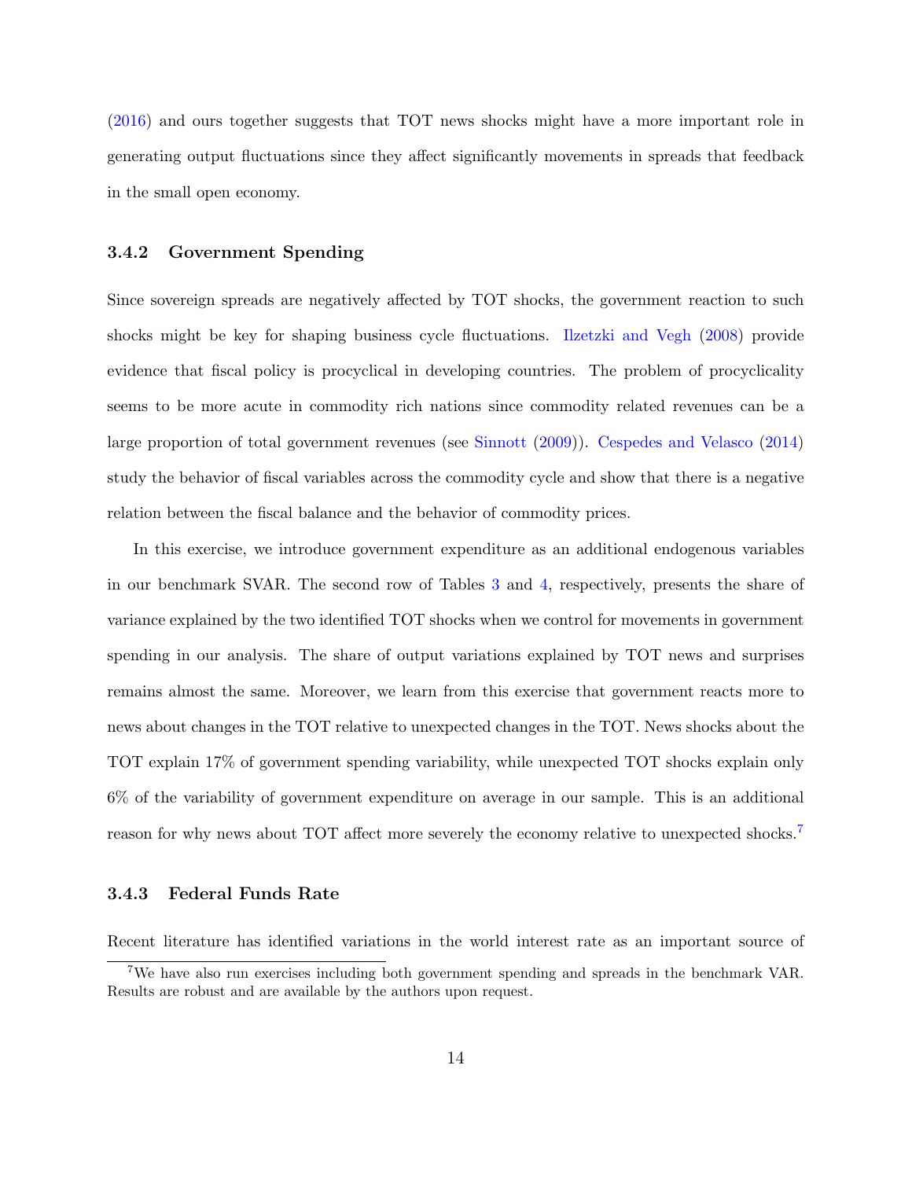(2016) and ours together suggests that TOT news shocks might have a more important role in generating output fluctuations since they affect significantly movements in spreads that feedback in the small open economy.

### 3.4.2 Government Spending

Since sovereign spreads are negatively affected by TOT shocks, the government reaction to such shocks might be key for shaping business cycle fluctuations. Ilzetzki and Vegh (2008) provide evidence that fiscal policy is procyclical in developing countries. The problem of procyclicality seems to be more acute in commodity rich nations since commodity related revenues can be a large proportion of total government revenues (see Sinnott (2009)). Cespedes and Velasco (2014) study the behavior of fiscal variables across the commodity cycle and show that there is a negative relation between the fiscal balance and the behavior of commodity prices.

In this exercise, we introduce government expenditure as an additional endogenous variables in our benchmark SVAR. The second row of Tables 3 and 4, respectively, presents the share of variance explained by the two identified TOT shocks when we control for movements in government spending in our analysis. The share of output variations explained by TOT news and surprises remains almost the same. Moreover, we learn from this exercise that government reacts more to news about changes in the TOT relative to unexpected changes in the TOT. News shocks about the TOT explain 17% of government spending variability, while unexpected TOT shocks explain only 6% of the variability of government expenditure on average in our sample. This is an additional reason for why news about TOT affect more severely the economy relative to unexpected shocks.[7]

### 3.4.3 Federal Funds Rate

Recent literature has identified variations in the world interest rate as an important source of

[7] We have also run exercises including both government spending and spreads in the benchmark VAR. Results are robust and are available by the authors upon request.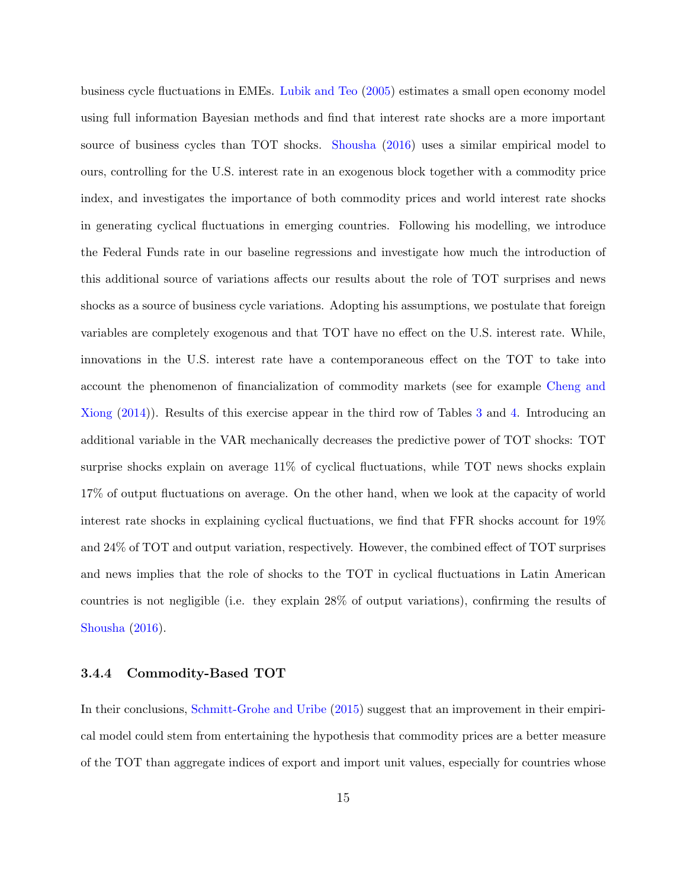business cycle fluctuations in EMEs. Lubik and Teo (2005) estimates a small open economy model using full information Bayesian methods and find that interest rate shocks are a more important source of business cycles than TOT shocks. Shousha (2016) uses a similar empirical model to ours, controlling for the U.S. interest rate in an exogenous block together with a commodity price index, and investigates the importance of both commodity prices and world interest rate shocks in generating cyclical fluctuations in emerging countries. Following his modelling, we introduce the Federal Funds rate in our baseline regressions and investigate how much the introduction of this additional source of variations affects our results about the role of TOT surprises and news shocks as a source of business cycle variations. Adopting his assumptions, we postulate that foreign variables are completely exogenous and that TOT have no effect on the U.S. interest rate. While, innovations in the U.S. interest rate have a contemporaneous effect on the TOT to take into account the phenomenon of financialization of commodity markets (see for example Cheng and Xiong (2014)). Results of this exercise appear in the third row of Tables 3 and 4. Introducing an additional variable in the VAR mechanically decreases the predictive power of TOT shocks: TOT surprise shocks explain on average 11% of cyclical fluctuations, while TOT news shocks explain 17% of output fluctuations on average. On the other hand, when we look at the capacity of world interest rate shocks in explaining cyclical fluctuations, we find that FFR shocks account for 19% and 24% of TOT and output variation, respectively. However, the combined effect of TOT surprises and news implies that the role of shocks to the TOT in cyclical fluctuations in Latin American countries is not negligible (i.e. they explain 28% of output variations), confirming the results of Shousha (2016).

### 3.4.4 Commodity-Based TOT

In their conclusions, Schmitt-Grohe and Uribe (2015) suggest that an improvement in their empirical model could stem from entertaining the hypothesis that commodity prices are a better measure of the TOT than aggregate indices of export and import unit values, especially for countries whose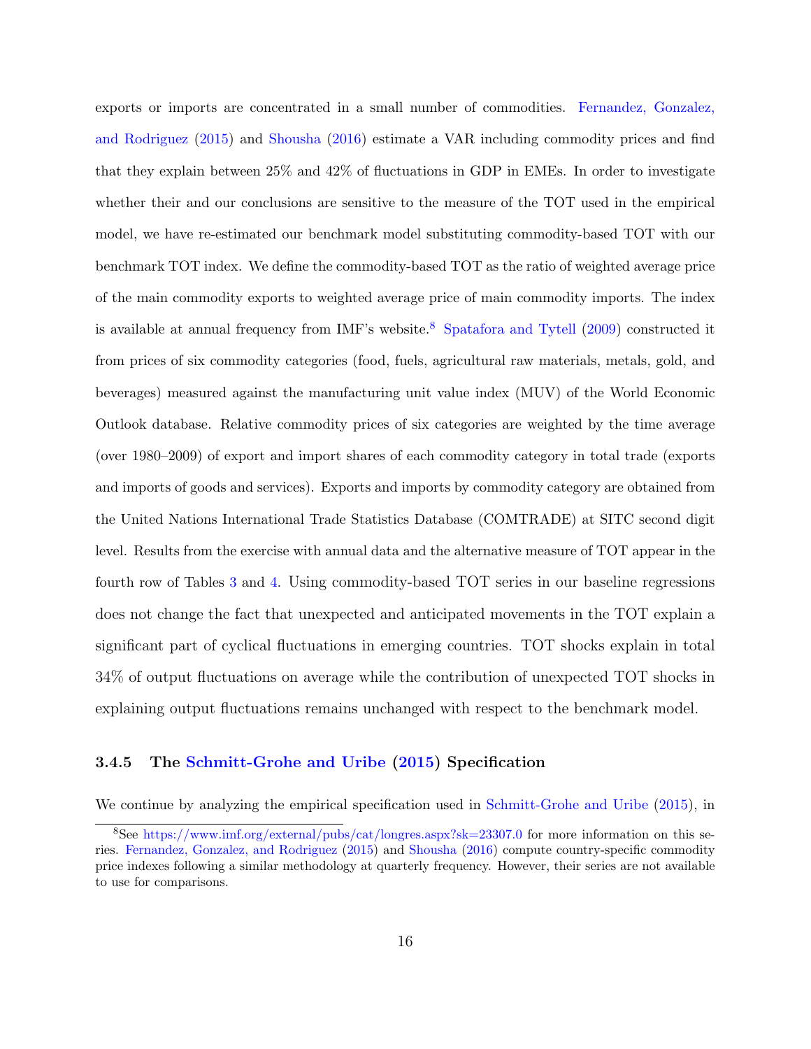exports or imports are concentrated in a small number of commodities. Fernandez, Gonzalez, and Rodriguez (2015) and Shousha (2016) estimate a VAR including commodity prices and find that they explain between 25% and 42% of fluctuations in GDP in EMEs. In order to investigate whether their and our conclusions are sensitive to the measure of the TOT used in the empirical model, we have re-estimated our benchmark model substituting commodity-based TOT with our benchmark TOT index. We define the commodity-based TOT as the ratio of weighted average price of the main commodity exports to weighted average price of main commodity imports. The index is available at annual frequency from IMF's website.[8] Spatafora and Tytell (2009) constructed it from prices of six commodity categories (food, fuels, agricultural raw materials, metals, gold, and beverages) measured against the manufacturing unit value index (MUV) of the World Economic Outlook database. Relative commodity prices of six categories are weighted by the time average (over 1980–2009) of export and import shares of each commodity category in total trade (exports and imports of goods and services). Exports and imports by commodity category are obtained from the United Nations International Trade Statistics Database (COMTRADE) at SITC second digit level. Results from the exercise with annual data and the alternative measure of TOT appear in the fourth row of Tables 3 and 4. Using commodity-based TOT series in our baseline regressions does not change the fact that unexpected and anticipated movements in the TOT explain a significant part of cyclical fluctuations in emerging countries. TOT shocks explain in total 34% of output fluctuations on average while the contribution of unexpected TOT shocks in explaining output fluctuations remains unchanged with respect to the benchmark model.

#### 3.4.5 The Schmitt-Grohe and Uribe (2015) Specification

We continue by analyzing the empirical specification used in Schmitt-Grohe and Uribe (2015), in

[8] See https://www.imf.org/external/pubs/cat/longres.aspx?sk=23307.0 for more information on this series. Fernandez, Gonzalez, and Rodriguez (2015) and Shousha (2016) compute country-specific commodity price indexes following a similar methodology at quarterly frequency. However, their series are not available to use for comparisons.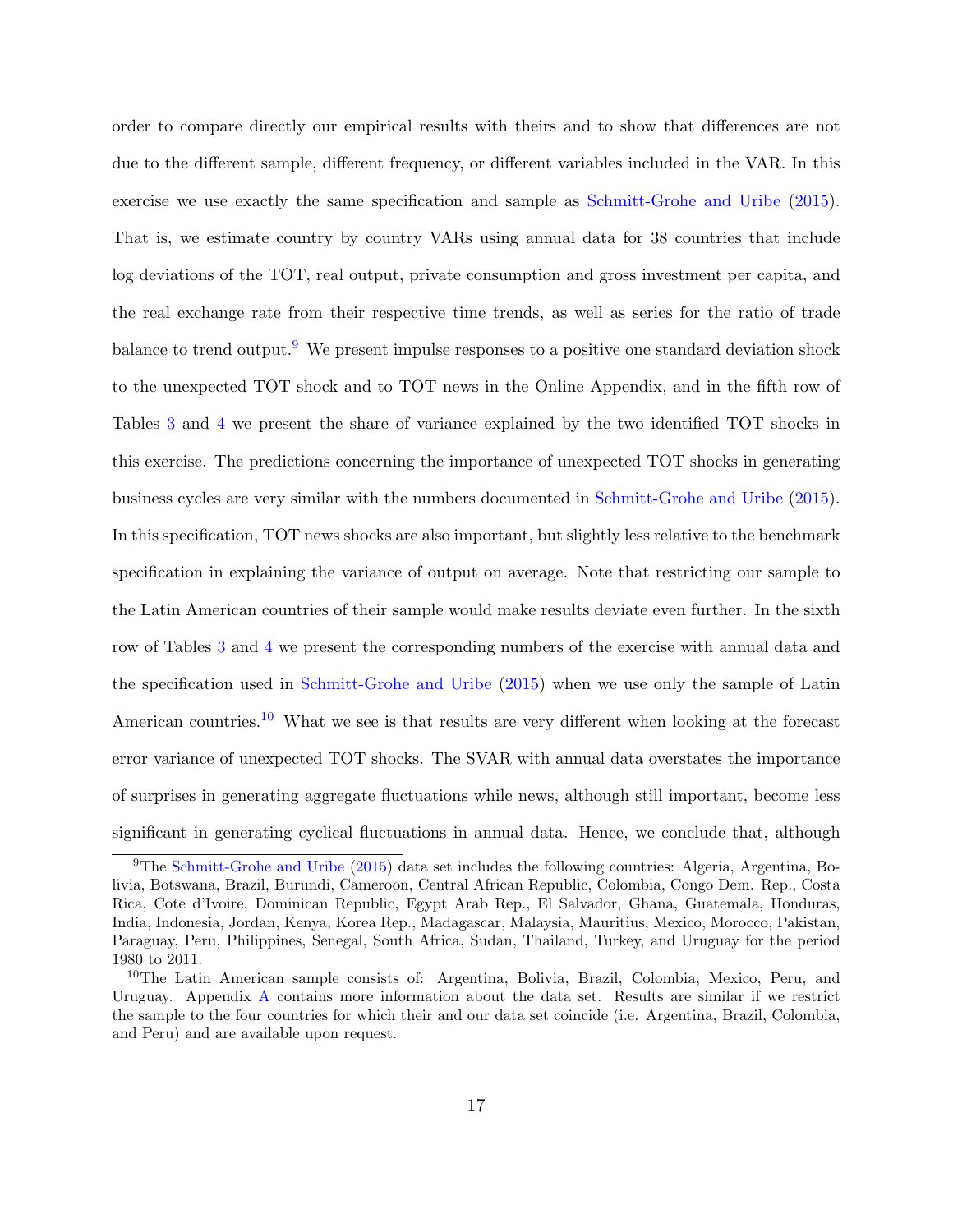order to compare directly our empirical results with theirs and to show that differences are not due to the different sample, different frequency, or different variables included in the VAR. In this exercise we use exactly the same specification and sample as Schmitt-Grohe and Uribe (2015). That is, we estimate country by country VARs using annual data for 38 countries that include log deviations of the TOT, real output, private consumption and gross investment per capita, and the real exchange rate from their respective time trends, as well as series for the ratio of trade balance to trend output.[9] We present impulse responses to a positive one standard deviation shock to the unexpected TOT shock and to TOT news in the Online Appendix, and in the fifth row of Tables 3 and 4 we present the share of variance explained by the two identified TOT shocks in this exercise. The predictions concerning the importance of unexpected TOT shocks in generating business cycles are very similar with the numbers documented in Schmitt-Grohe and Uribe (2015). In this specification, TOT news shocks are also important, but slightly less relative to the benchmark specification in explaining the variance of output on average. Note that restricting our sample to the Latin American countries of their sample would make results deviate even further. In the sixth row of Tables 3 and 4 we present the corresponding numbers of the exercise with annual data and the specification used in Schmitt-Grohe and Uribe (2015) when we use only the sample of Latin American countries.[10] What we see is that results are very different when looking at the forecast error variance of unexpected TOT shocks. The SVAR with annual data overstates the importance of surprises in generating aggregate fluctuations while news, although still important, become less significant in generating cyclical fluctuations in annual data. Hence, we conclude that, although

[9] The Schmitt-Grohe and Uribe (2015) data set includes the following countries: Algeria, Argentina, Bolivia, Botswana, Brazil, Burundi, Cameroon, Central African Republic, Colombia, Congo Dem. Rep., Costa Rica, Cote d'Ivoire, Dominican Republic, Egypt Arab Rep., El Salvador, Ghana, Guatemala, Honduras, India, Indonesia, Jordan, Kenya, Korea Rep., Madagascar, Malaysia, Mauritius, Mexico, Morocco, Pakistan, Paraguay, Peru, Philippines, Senegal, South Africa, Sudan, Thailand, Turkey, and Uruguay for the period 1980 to 2011.

[10] The Latin American sample consists of: Argentina, Bolivia, Brazil, Colombia, Mexico, Peru, and Uruguay. Appendix A contains more information about the data set. Results are similar if we restrict the sample to the four countries for which their and our data set coincide (i.e. Argentina, Brazil, Colombia, and Peru) and are available upon request.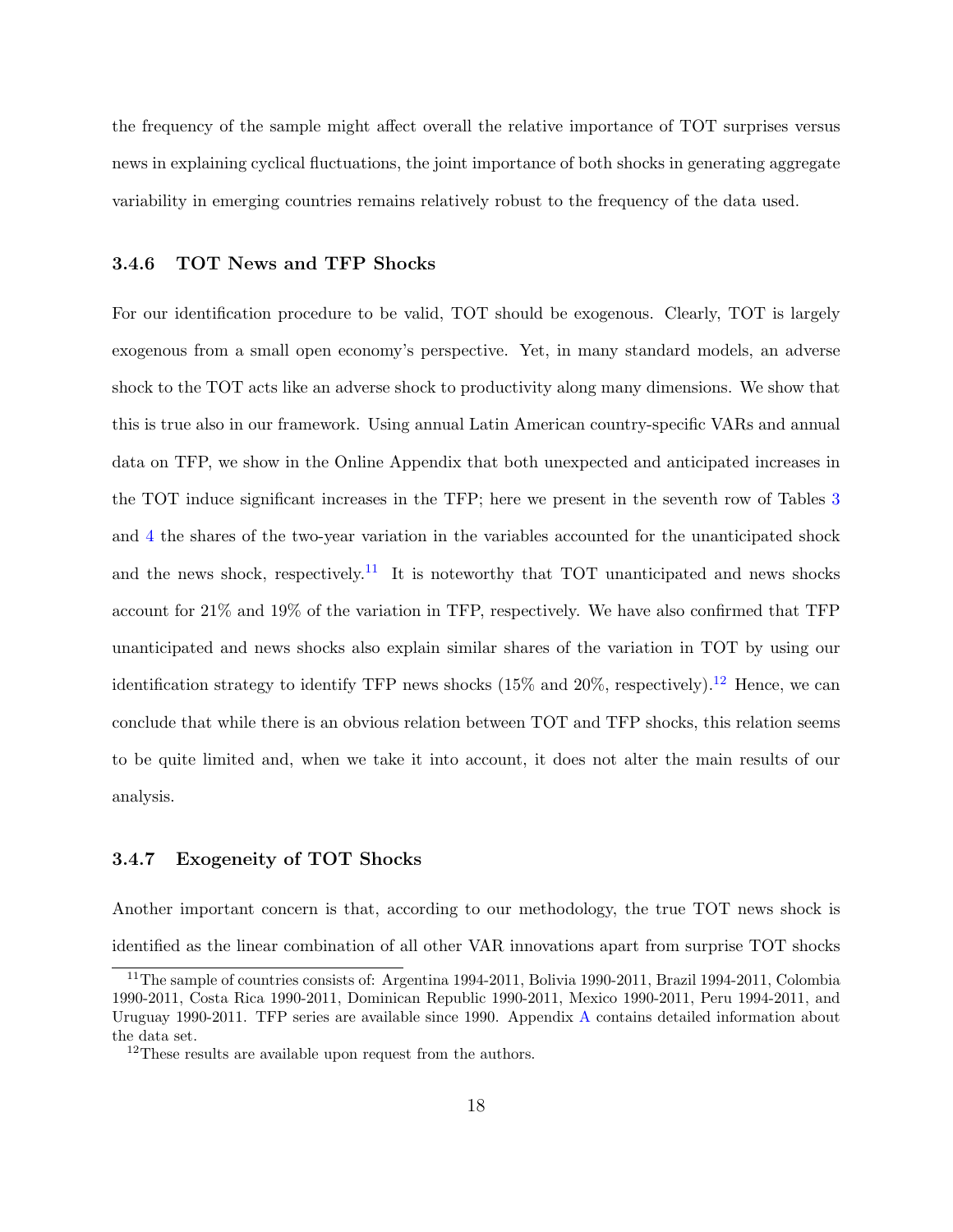the frequency of the sample might affect overall the relative importance of TOT surprises versus news in explaining cyclical fluctuations, the joint importance of both shocks in generating aggregate variability in emerging countries remains relatively robust to the frequency of the data used.

### 3.4.6 TOT News and TFP Shocks

For our identification procedure to be valid, TOT should be exogenous. Clearly, TOT is largely exogenous from a small open economy's perspective. Yet, in many standard models, an adverse shock to the TOT acts like an adverse shock to productivity along many dimensions. We show that this is true also in our framework. Using annual Latin American country-specific VARs and annual data on TFP, we show in the Online Appendix that both unexpected and anticipated increases in the TOT induce significant increases in the TFP; here we present in the seventh row of Tables 3 and 4 the shares of the two-year variation in the variables accounted for the unanticipated shock and the news shock, respectively.[11] It is noteworthy that TOT unanticipated and news shocks account for 21% and 19% of the variation in TFP, respectively. We have also confirmed that TFP unanticipated and news shocks also explain similar shares of the variation in TOT by using our identification strategy to identify TFP news shocks (15% and 20%, respectively).[12] Hence, we can conclude that while there is an obvious relation between TOT and TFP shocks, this relation seems to be quite limited and, when we take it into account, it does not alter the main results of our analysis.

### 3.4.7 Exogeneity of TOT Shocks

Another important concern is that, according to our methodology, the true TOT news shock is identified as the linear combination of all other VAR innovations apart from surprise TOT shocks

[11] The sample of countries consists of: Argentina 1994-2011, Bolivia 1990-2011, Brazil 1994-2011, Colombia 1990-2011, Costa Rica 1990-2011, Dominican Republic 1990-2011, Mexico 1990-2011, Peru 1994-2011, and Uruguay 1990-2011. TFP series are available since 1990. Appendix A contains detailed information about the data set.

[12] These results are available upon request from the authors.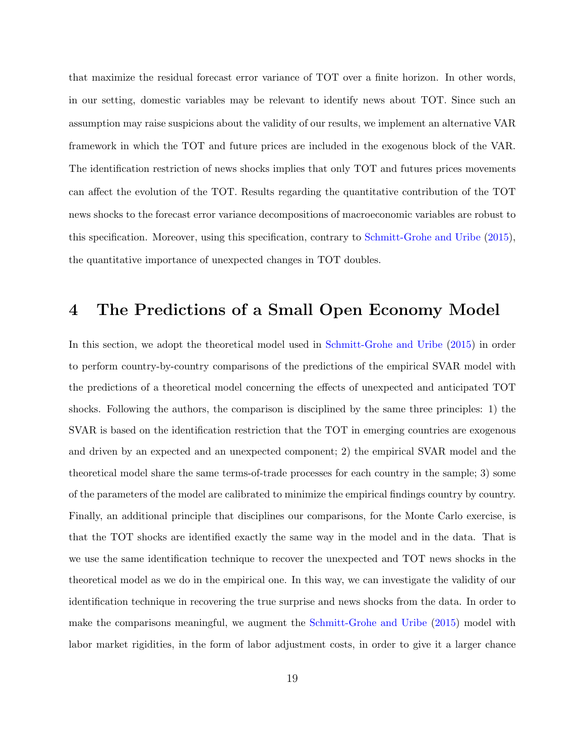that maximize the residual forecast error variance of TOT over a finite horizon. In other words, in our setting, domestic variables may be relevant to identify news about TOT. Since such an assumption may raise suspicions about the validity of our results, we implement an alternative VAR framework in which the TOT and future prices are included in the exogenous block of the VAR. The identification restriction of news shocks implies that only TOT and futures prices movements can affect the evolution of the TOT. Results regarding the quantitative contribution of the TOT news shocks to the forecast error variance decompositions of macroeconomic variables are robust to this specification. Moreover, using this specification, contrary to Schmitt-Grohe and Uribe (2015), the quantitative importance of unexpected changes in TOT doubles.

# 4 The Predictions of a Small Open Economy Model

In this section, we adopt the theoretical model used in Schmitt-Grohe and Uribe (2015) in order to perform country-by-country comparisons of the predictions of the empirical SVAR model with the predictions of a theoretical model concerning the effects of unexpected and anticipated TOT shocks. Following the authors, the comparison is disciplined by the same three principles: 1) the SVAR is based on the identification restriction that the TOT in emerging countries are exogenous and driven by an expected and an unexpected component; 2) the empirical SVAR model and the theoretical model share the same terms-of-trade processes for each country in the sample; 3) some of the parameters of the model are calibrated to minimize the empirical findings country by country. Finally, an additional principle that disciplines our comparisons, for the Monte Carlo exercise, is that the TOT shocks are identified exactly the same way in the model and in the data. That is we use the same identification technique to recover the unexpected and TOT news shocks in the theoretical model as we do in the empirical one. In this way, we can investigate the validity of our identification technique in recovering the true surprise and news shocks from the data. In order to make the comparisons meaningful, we augment the Schmitt-Grohe and Uribe (2015) model with labor market rigidities, in the form of labor adjustment costs, in order to give it a larger chance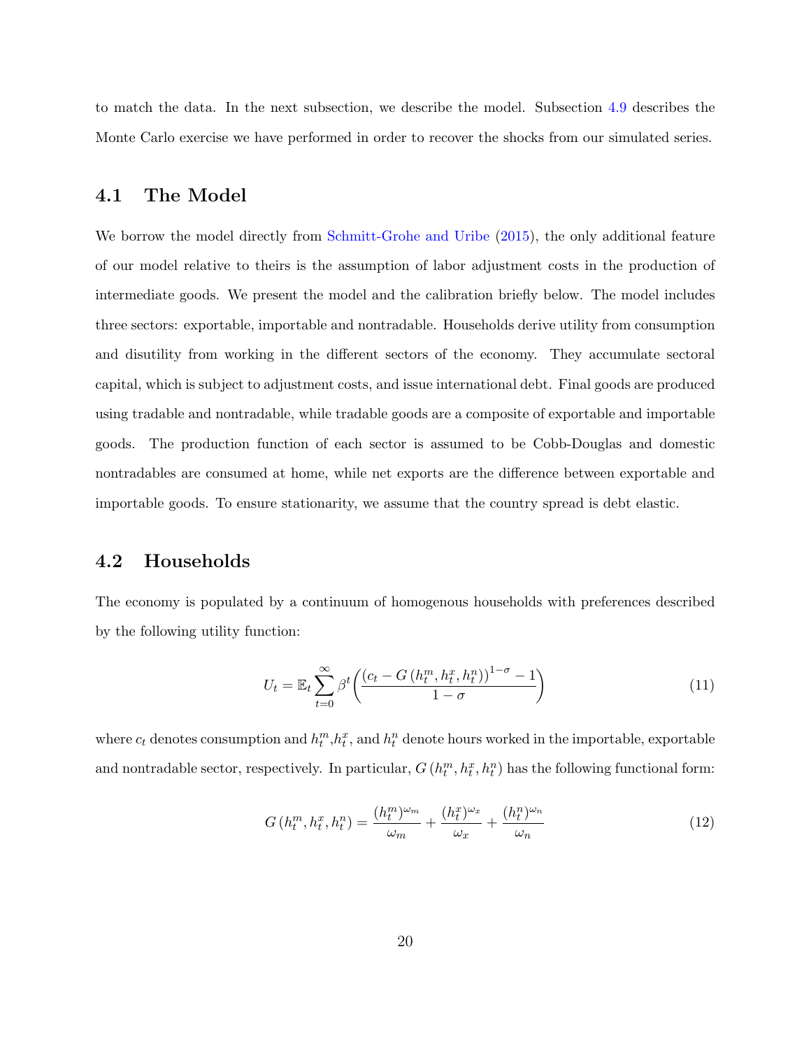to match the data. In the next subsection, we describe the model. Subsection 4.9 describes the Monte Carlo exercise we have performed in order to recover the shocks from our simulated series.

## 4.1 The Model

We borrow the model directly from Schmitt-Grohe and Uribe (2015), the only additional feature of our model relative to theirs is the assumption of labor adjustment costs in the production of intermediate goods. We present the model and the calibration briefly below. The model includes three sectors: exportable, importable and nontradable. Households derive utility from consumption and disutility from working in the different sectors of the economy. They accumulate sectoral capital, which is subject to adjustment costs, and issue international debt. Final goods are produced using tradable and nontradable, while tradable goods are a composite of exportable and importable goods. The production function of each sector is assumed to be Cobb-Douglas and domestic nontradables are consumed at home, while net exports are the difference between exportable and importable goods. To ensure stationarity, we assume that the country spread is debt elastic.

## 4.2 Households

The economy is populated by a continuum of homogenous households with preferences described by the following utility function:

$$U_t = \mathbb{E}_t \sum_{t=0}^{\infty} \beta^t \left( \frac{\left(c_t - G\left(h_t^m, h_t^x, h_t^n\right)\right)^{1-\sigma} - 1}{1-\sigma} \right) \tag{11}$$

where $c_t$ denotes consumption and $h_t^m$,$h_t^x$, and $h_t^n$ denote hours worked in the importable, exportable and nontradable sector, respectively. In particular, $G\left(h_t^m, h_t^x, h_t^n\right)$ has the following functional form:

$$G\left(h_t^m, h_t^x, h_t^n\right) = \frac{(h_t^m)^{\omega_m}}{\omega_m} + \frac{(h_t^x)^{\omega_x}}{\omega_x} + \frac{(h_t^n)^{\omega_n}}{\omega_n} \tag{12}$$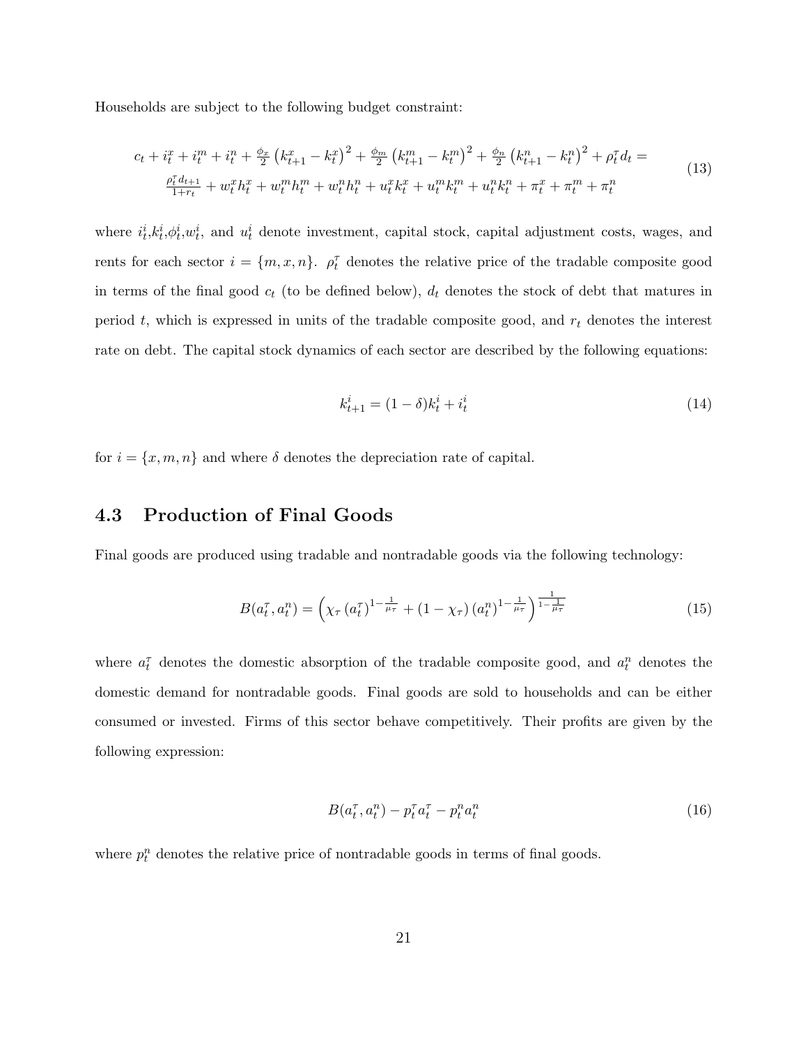Households are subject to the following budget constraint:

$$
\begin{gathered}
c_t + i_t^x + i_t^m + i_t^n + \frac{\phi_x}{2}\left(k_{t+1}^x - k_t^x\right)^2 + \frac{\phi_m}{2}\left(k_{t+1}^m - k_t^m\right)^2 + \frac{\phi_n}{2}\left(k_{t+1}^n - k_t^n\right)^2 + \rho_t^\tau d_t = \\
\frac{\rho_t^\tau d_{t+1}}{1+r_t} + w_t^x h_t^x + w_t^m h_t^m + w_t^n h_t^n + u_t^x k_t^x + u_t^m k_t^m + u_t^n k_t^n + \pi_t^x + \pi_t^m + \pi_t^n
\end{gathered}
\tag{13}
$$

where $i_t^i$, $k_t^i$, $\phi_t^i$, $w_t^i$, and $u_t^i$ denote investment, capital stock, capital adjustment costs, wages, and rents for each sector $i = \{m, x, n\}$. $\rho_t^\tau$ denotes the relative price of the tradable composite good in terms of the final good $c_t$ (to be defined below), $d_t$ denotes the stock of debt that matures in period $t$, which is expressed in units of the tradable composite good, and $r_t$ denotes the interest rate on debt. The capital stock dynamics of each sector are described by the following equations:

$$
k_{t+1}^i = (1-\delta)k_t^i + i_t^i \tag{14}
$$

for $i = \{x, m, n\}$ and where $\delta$ denotes the depreciation rate of capital.

## 4.3 Production of Final Goods

Final goods are produced using tradable and nontradable goods via the following technology:

$$
B(a_t^\tau, a_t^n) = \left(\chi_\tau \left(a_t^\tau\right)^{1-\frac{1}{\mu_\tau}} + (1-\chi_\tau)\left(a_t^n\right)^{1-\frac{1}{\mu_\tau}}\right)^{\frac{1}{1-\frac{1}{\mu_\tau}}} \tag{15}
$$

where $a_t^\tau$ denotes the domestic absorption of the tradable composite good, and $a_t^n$ denotes the domestic demand for nontradable goods. Final goods are sold to households and can be either consumed or invested. Firms of this sector behave competitively. Their profits are given by the following expression:

$$
B(a_t^\tau, a_t^n) - p_t^\tau a_t^\tau - p_t^n a_t^n \tag{16}
$$

where $p_t^n$ denotes the relative price of nontradable goods in terms of final goods.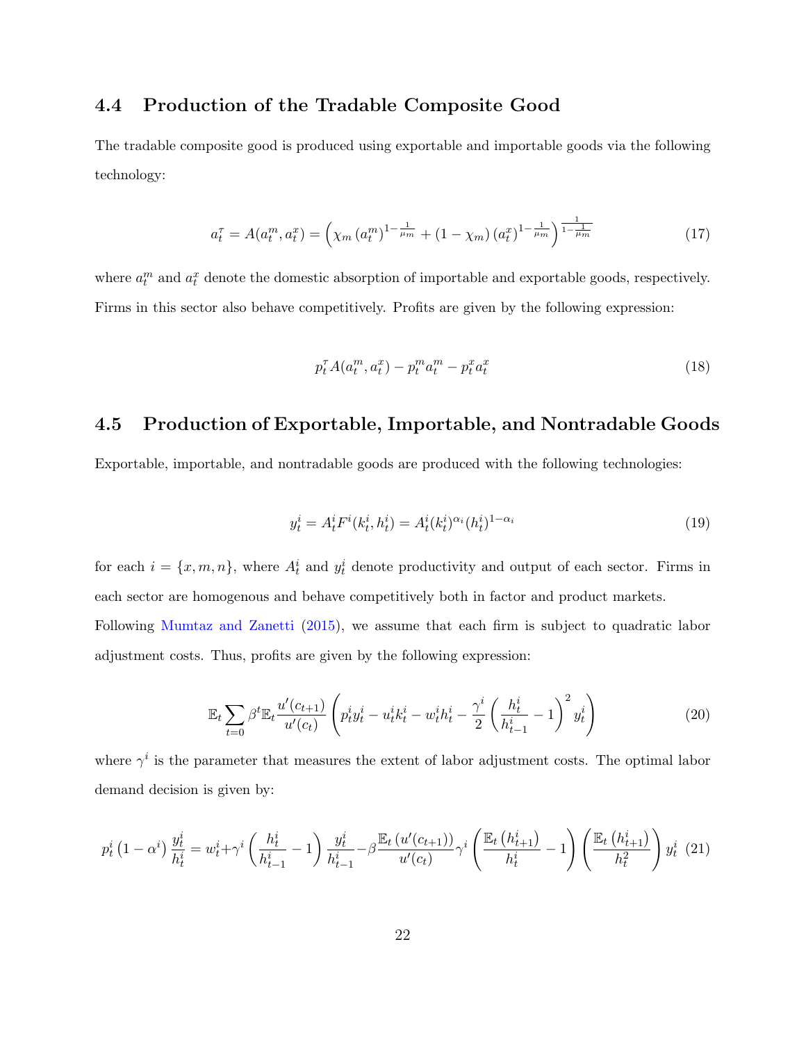## 4.4 Production of the Tradable Composite Good

The tradable composite good is produced using exportable and importable goods via the following technology:

$$a_t^\tau = A(a_t^m, a_t^x) = \left(\chi_m \left(a_t^m\right)^{1-\frac{1}{\mu_m}} + (1-\chi_m)\left(a_t^x\right)^{1-\frac{1}{\mu_m}}\right)^{\frac{1}{1-\frac{1}{\mu_m}}} \tag{17}$$

where $a_t^m$ and $a_t^x$ denote the domestic absorption of importable and exportable goods, respectively. Firms in this sector also behave competitively. Profits are given by the following expression:

$$p_t^\tau A(a_t^m, a_t^x) - p_t^m a_t^m - p_t^x a_t^x \tag{18}$$

## 4.5 Production of Exportable, Importable, and Nontradable Goods

Exportable, importable, and nontradable goods are produced with the following technologies:

$$y_t^i = A_t^i F^i(k_t^i, h_t^i) = A_t^i (k_t^i)^{\alpha_i} (h_t^i)^{1-\alpha_i} \tag{19}$$

for each $i = \{x, m, n\}$, where $A_t^i$ and $y_t^i$ denote productivity and output of each sector. Firms in each sector are homogenous and behave competitively both in factor and product markets. Following Mumtaz and Zanetti (2015), we assume that each firm is subject to quadratic labor adjustment costs. Thus, profits are given by the following expression:

$$\mathbb{E}_t \sum_{t=0} \beta^t \mathbb{E}_t \frac{u'(c_{t+1})}{u'(c_t)} \left(p_t^i y_t^i - u_t^i k_t^i - w_t^i h_t^i - \frac{\gamma^i}{2}\left(\frac{h_t^i}{h_{t-1}^i} - 1\right)^2 y_t^i\right) \tag{20}$$

where $\gamma^i$ is the parameter that measures the extent of labor adjustment costs. The optimal labor demand decision is given by:

$$p_t^i \left(1-\alpha^i\right) \frac{y_t^i}{h_t^i} = w_t^i + \gamma^i \left(\frac{h_t^i}{h_{t-1}^i} - 1\right) \frac{y_t^i}{h_{t-1}^i} - \beta \frac{\mathbb{E}_t\left(u'(c_{t+1})\right)}{u'(c_t)} \gamma^i \left(\frac{\mathbb{E}_t\left(h_{t+1}^i\right)}{h_t^i} - 1\right) \left(\frac{\mathbb{E}_t\left(h_{t+1}^i\right)}{h_t^2}\right) y_t^i \tag{21}$$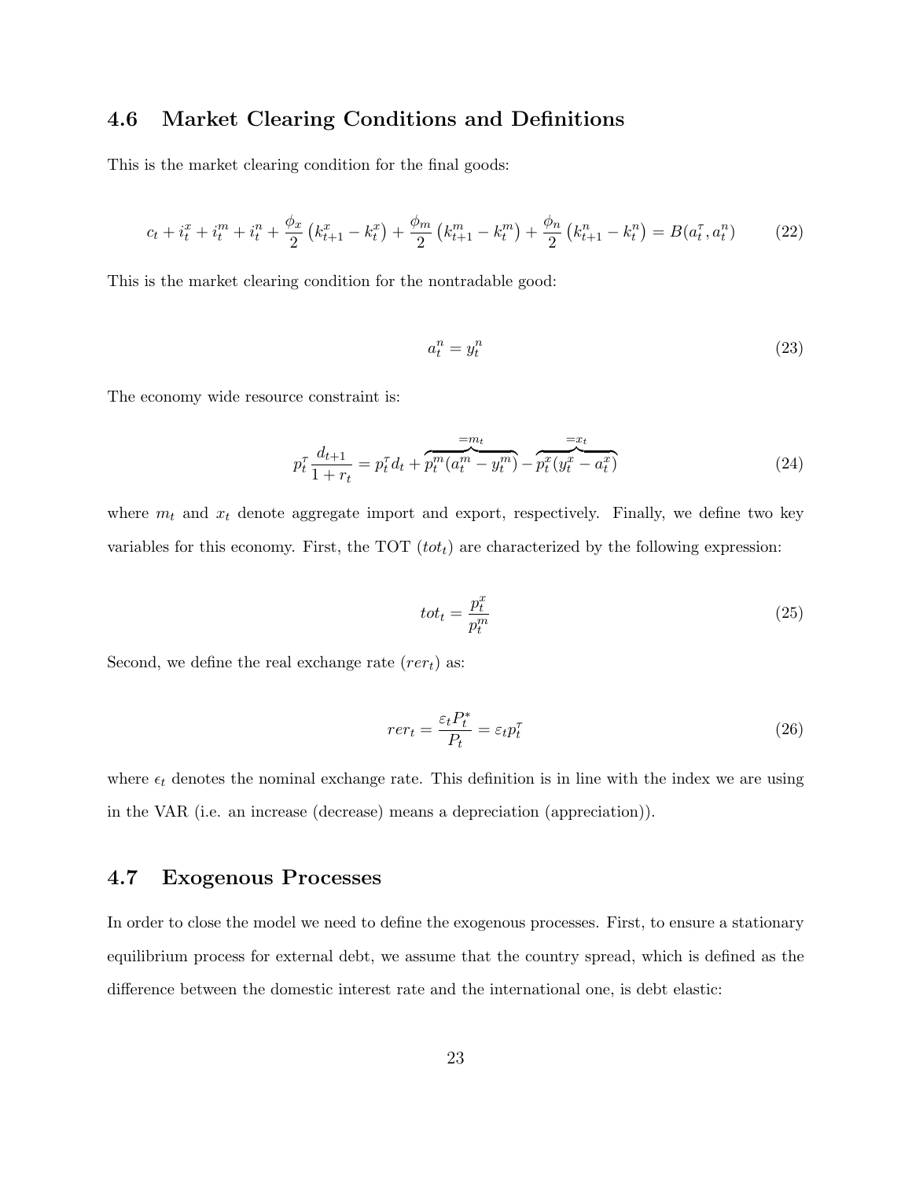## 4.6 Market Clearing Conditions and Definitions

This is the market clearing condition for the final goods:

$$c_t + i_t^x + i_t^m + i_t^n + \frac{\phi_x}{2}\left(k_{t+1}^x - k_t^x\right) + \frac{\phi_m}{2}\left(k_{t+1}^m - k_t^m\right) + \frac{\phi_n}{2}\left(k_{t+1}^n - k_t^n\right) = B(a_t^\tau, a_t^n) \tag{22}$$

This is the market clearing condition for the nontradable good:

$$a_t^n = y_t^n \tag{23}$$

The economy wide resource constraint is:

$$p_t^\tau \frac{d_{t+1}}{1+r_t} = p_t^\tau d_t + \overbrace{p_t^m(a_t^m - y_t^m)}^{=m_t} - \overbrace{p_t^x(y_t^x - a_t^x)}^{=x_t} \tag{24}$$

where $m_t$ and $x_t$ denote aggregate import and export, respectively. Finally, we define two key variables for this economy. First, the TOT ($tot_t$) are characterized by the following expression:

$$tot_t = \frac{p_t^x}{p_t^m} \tag{25}$$

Second, we define the real exchange rate ($rer_t$) as:

$$rer_t = \frac{\varepsilon_t P_t^*}{P_t} = \varepsilon_t p_t^\tau \tag{26}$$

where $\epsilon_t$ denotes the nominal exchange rate. This definition is in line with the index we are using in the VAR (i.e. an increase (decrease) means a depreciation (appreciation)).

## 4.7 Exogenous Processes

In order to close the model we need to define the exogenous processes. First, to ensure a stationary equilibrium process for external debt, we assume that the country spread, which is defined as the difference between the domestic interest rate and the international one, is debt elastic: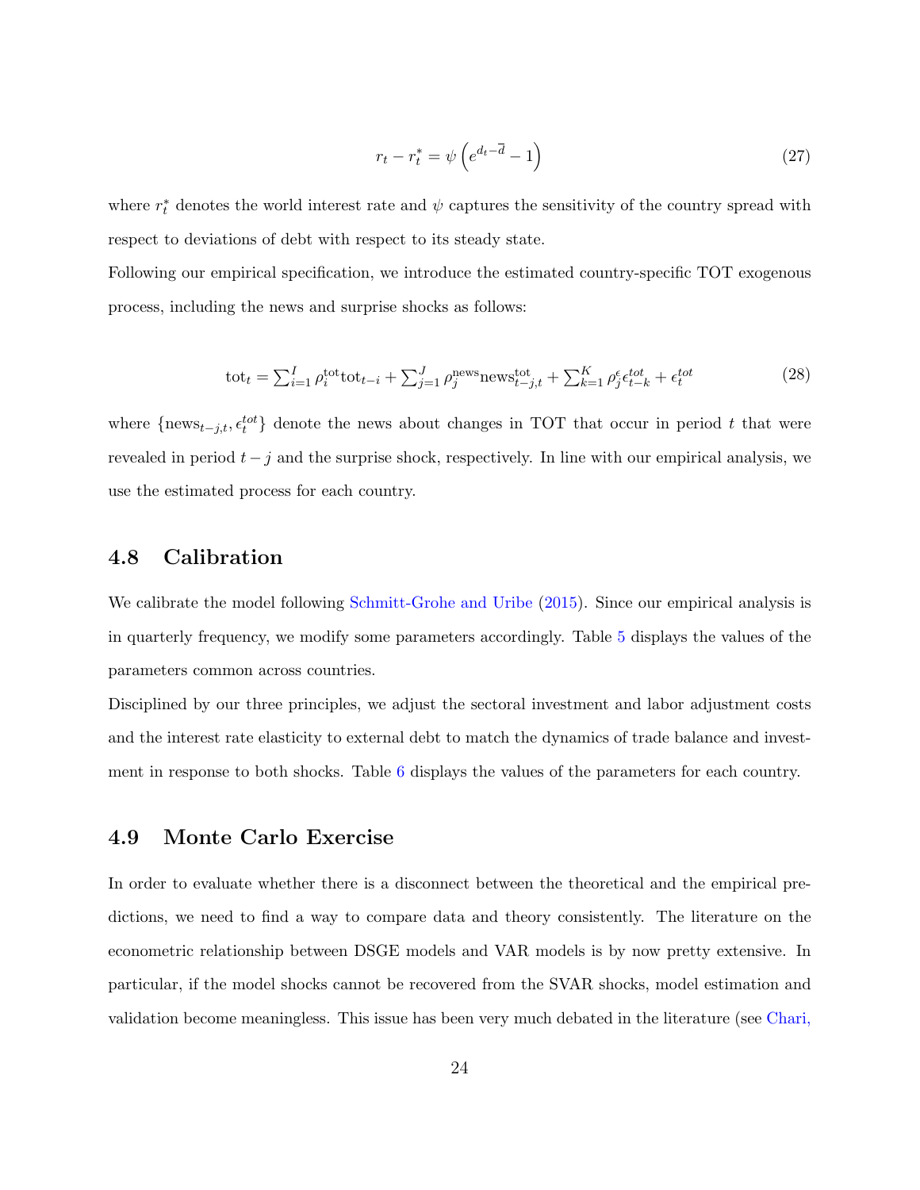$$r_t - r_t^* = \psi \left( e^{d_t - \overline{d}} - 1 \right) \tag{27}$$

where $r_t^*$ denotes the world interest rate and $\psi$ captures the sensitivity of the country spread with respect to deviations of debt with respect to its steady state.

Following our empirical specification, we introduce the estimated country-specific TOT exogenous process, including the news and surprise shocks as follows:

$$\text{tot}_t = \textstyle\sum_{i=1}^{I} \rho_i^{\text{tot}} \text{tot}_{t-i} + \sum_{j=1}^{J} \rho_j^{\text{news}} \text{news}_{t-j,t}^{\text{tot}} + \sum_{k=1}^{K} \rho_j^{\epsilon} \epsilon_{t-k}^{tot} + \epsilon_t^{tot} \tag{28}$$

where $\{\text{news}_{t-j,t}, \epsilon_t^{tot}\}$ denote the news about changes in TOT that occur in period $t$ that were revealed in period $t-j$ and the surprise shock, respectively. In line with our empirical analysis, we use the estimated process for each country.

## 4.8 Calibration

We calibrate the model following Schmitt-Grohe and Uribe (2015). Since our empirical analysis is in quarterly frequency, we modify some parameters accordingly. Table 5 displays the values of the parameters common across countries.

Disciplined by our three principles, we adjust the sectoral investment and labor adjustment costs and the interest rate elasticity to external debt to match the dynamics of trade balance and investment in response to both shocks. Table 6 displays the values of the parameters for each country.

## 4.9 Monte Carlo Exercise

In order to evaluate whether there is a disconnect between the theoretical and the empirical predictions, we need to find a way to compare data and theory consistently. The literature on the econometric relationship between DSGE models and VAR models is by now pretty extensive. In particular, if the model shocks cannot be recovered from the SVAR shocks, model estimation and validation become meaningless. This issue has been very much debated in the literature (see Chari,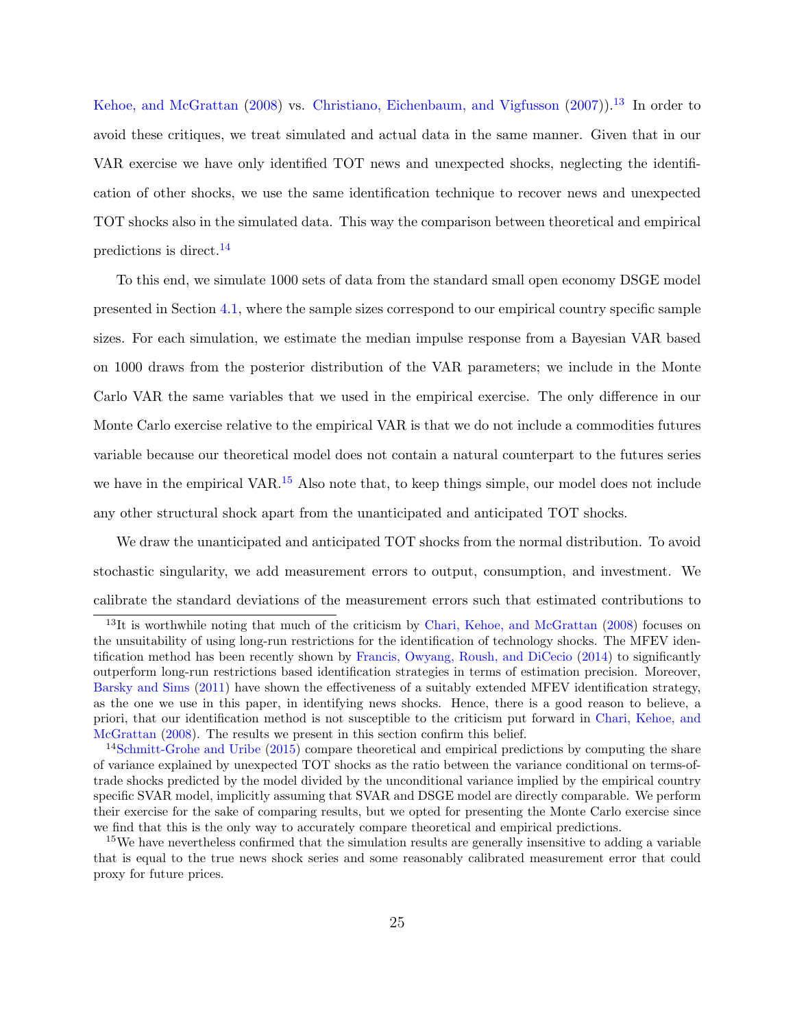Kehoe, and McGrattan (2008) vs. Christiano, Eichenbaum, and Vigfusson (2007)).[13] In order to avoid these critiques, we treat simulated and actual data in the same manner. Given that in our VAR exercise we have only identified TOT news and unexpected shocks, neglecting the identification of other shocks, we use the same identification technique to recover news and unexpected TOT shocks also in the simulated data. This way the comparison between theoretical and empirical predictions is direct.[14]

To this end, we simulate 1000 sets of data from the standard small open economy DSGE model presented in Section 4.1, where the sample sizes correspond to our empirical country specific sample sizes. For each simulation, we estimate the median impulse response from a Bayesian VAR based on 1000 draws from the posterior distribution of the VAR parameters; we include in the Monte Carlo VAR the same variables that we used in the empirical exercise. The only difference in our Monte Carlo exercise relative to the empirical VAR is that we do not include a commodities futures variable because our theoretical model does not contain a natural counterpart to the futures series we have in the empirical VAR.[15] Also note that, to keep things simple, our model does not include any other structural shock apart from the unanticipated and anticipated TOT shocks.

We draw the unanticipated and anticipated TOT shocks from the normal distribution. To avoid stochastic singularity, we add measurement errors to output, consumption, and investment. We calibrate the standard deviations of the measurement errors such that estimated contributions to

---

[13] It is worthwhile noting that much of the criticism by Chari, Kehoe, and McGrattan (2008) focuses on the unsuitability of using long-run restrictions for the identification of technology shocks. The MFEV identification method has been recently shown by Francis, Owyang, Roush, and DiCecio (2014) to significantly outperform long-run restrictions based identification strategies in terms of estimation precision. Moreover, Barsky and Sims (2011) have shown the effectiveness of a suitably extended MFEV identification strategy, as the one we use in this paper, in identifying news shocks. Hence, there is a good reason to believe, a priori, that our identification method is not susceptible to the criticism put forward in Chari, Kehoe, and McGrattan (2008). The results we present in this section confirm this belief.

[14] Schmitt-Grohe and Uribe (2015) compare theoretical and empirical predictions by computing the share of variance explained by unexpected TOT shocks as the ratio between the variance conditional on terms-of-trade shocks predicted by the model divided by the unconditional variance implied by the empirical country specific SVAR model, implicitly assuming that SVAR and DSGE model are directly comparable. We perform their exercise for the sake of comparing results, but we opted for presenting the Monte Carlo exercise since we find that this is the only way to accurately compare theoretical and empirical predictions.

[15] We have nevertheless confirmed that the simulation results are generally insensitive to adding a variable that is equal to the true news shock series and some reasonably calibrated measurement error that could proxy for future prices.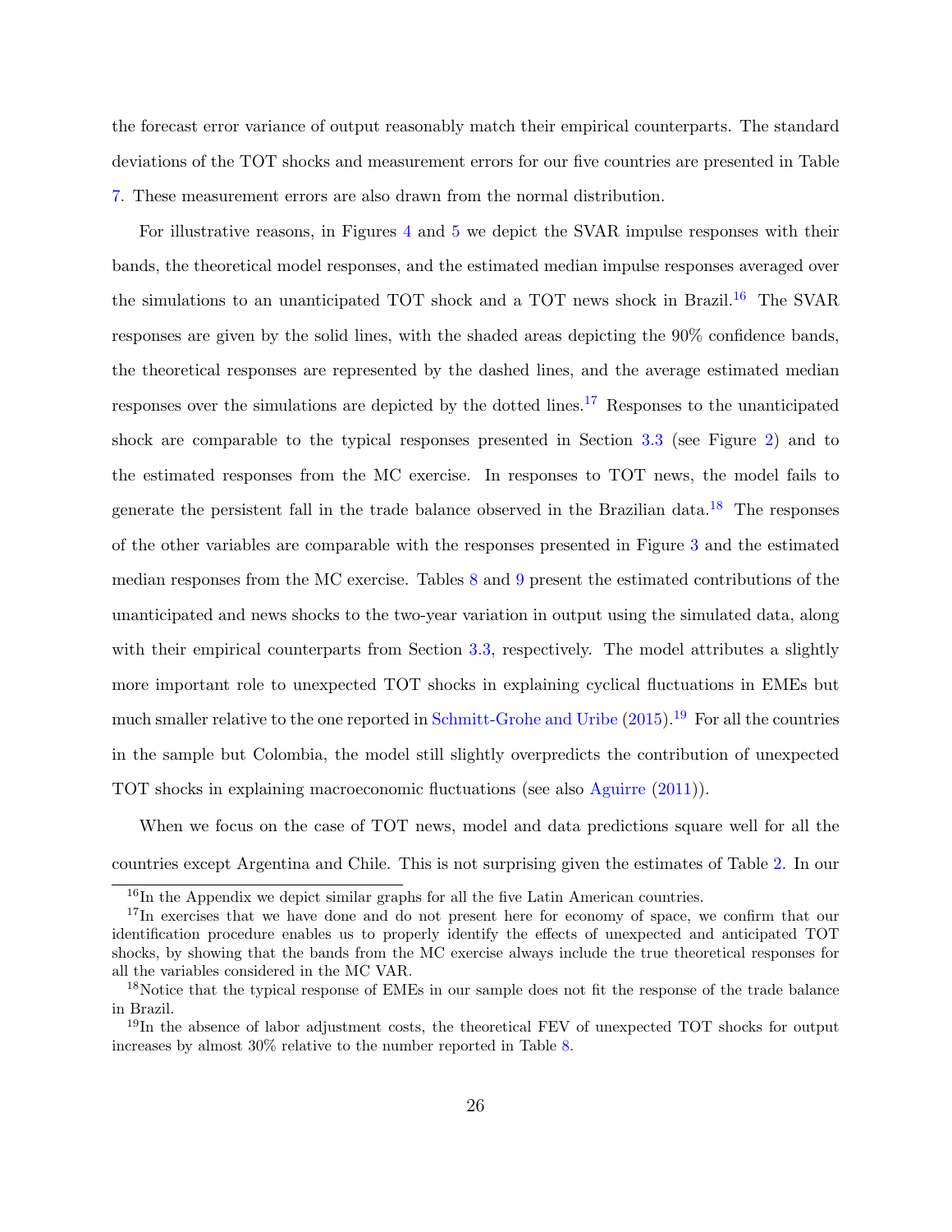the forecast error variance of output reasonably match their empirical counterparts. The standard deviations of the TOT shocks and measurement errors for our five countries are presented in Table 7. These measurement errors are also drawn from the normal distribution.

For illustrative reasons, in Figures 4 and 5 we depict the SVAR impulse responses with their bands, the theoretical model responses, and the estimated median impulse responses averaged over the simulations to an unanticipated TOT shock and a TOT news shock in Brazil.[16] The SVAR responses are given by the solid lines, with the shaded areas depicting the 90% confidence bands, the theoretical responses are represented by the dashed lines, and the average estimated median responses over the simulations are depicted by the dotted lines.[17] Responses to the unanticipated shock are comparable to the typical responses presented in Section 3.3 (see Figure 2) and to the estimated responses from the MC exercise. In responses to TOT news, the model fails to generate the persistent fall in the trade balance observed in the Brazilian data.[18] The responses of the other variables are comparable with the responses presented in Figure 3 and the estimated median responses from the MC exercise. Tables 8 and 9 present the estimated contributions of the unanticipated and news shocks to the two-year variation in output using the simulated data, along with their empirical counterparts from Section 3.3, respectively. The model attributes a slightly more important role to unexpected TOT shocks in explaining cyclical fluctuations in EMEs but much smaller relative to the one reported in Schmitt-Grohe and Uribe (2015).[19] For all the countries in the sample but Colombia, the model still slightly overpredicts the contribution of unexpected TOT shocks in explaining macroeconomic fluctuations (see also Aguirre (2011)).

When we focus on the case of TOT news, model and data predictions square well for all the countries except Argentina and Chile. This is not surprising given the estimates of Table 2. In our

---

[16] In the Appendix we depict similar graphs for all the five Latin American countries.

[17] In exercises that we have done and do not present here for economy of space, we confirm that our identification procedure enables us to properly identify the effects of unexpected and anticipated TOT shocks, by showing that the bands from the MC exercise always include the true theoretical responses for all the variables considered in the MC VAR.

[18] Notice that the typical response of EMEs in our sample does not fit the response of the trade balance in Brazil.

[19] In the absence of labor adjustment costs, the theoretical FEV of unexpected TOT shocks for output increases by almost 30% relative to the number reported in Table 8.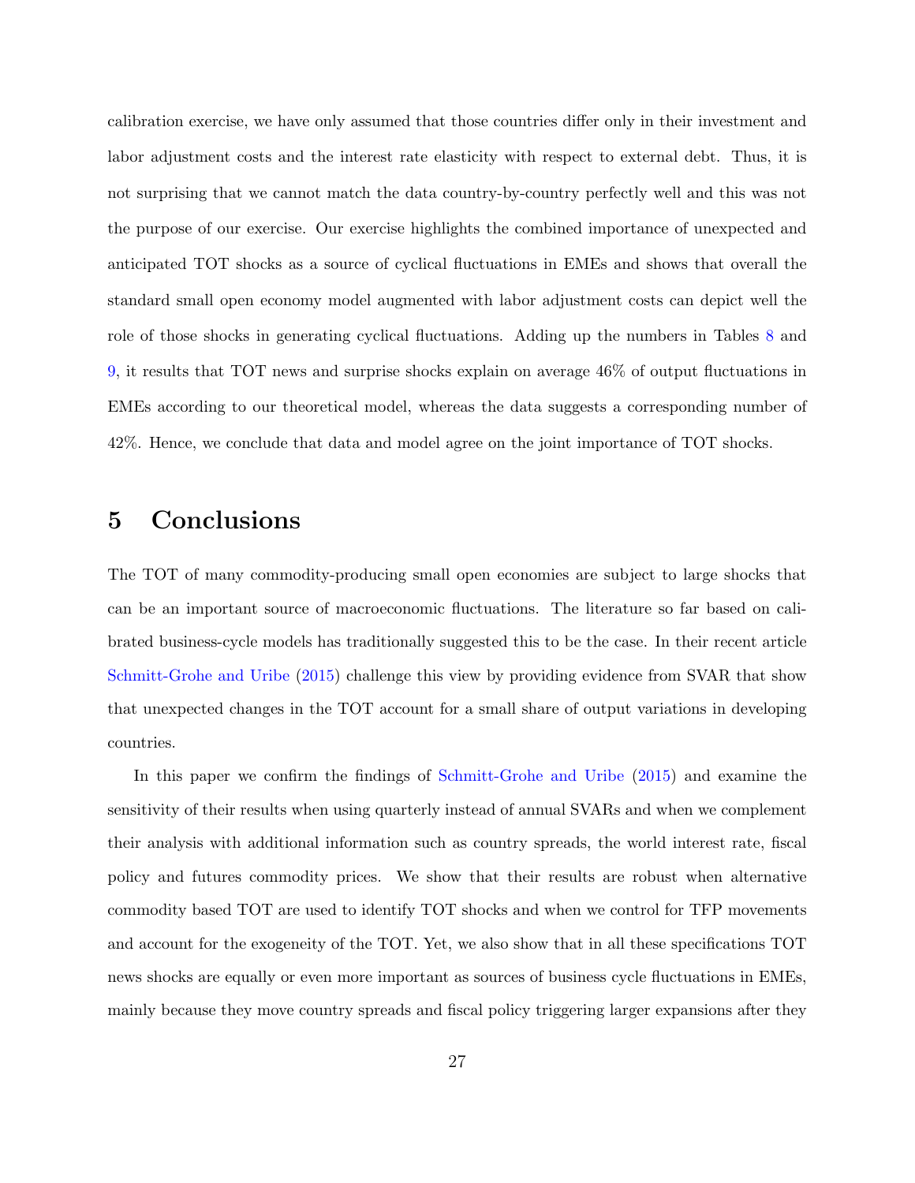calibration exercise, we have only assumed that those countries differ only in their investment and labor adjustment costs and the interest rate elasticity with respect to external debt. Thus, it is not surprising that we cannot match the data country-by-country perfectly well and this was not the purpose of our exercise. Our exercise highlights the combined importance of unexpected and anticipated TOT shocks as a source of cyclical fluctuations in EMEs and shows that overall the standard small open economy model augmented with labor adjustment costs can depict well the role of those shocks in generating cyclical fluctuations. Adding up the numbers in Tables 8 and 9, it results that TOT news and surprise shocks explain on average 46% of output fluctuations in EMEs according to our theoretical model, whereas the data suggests a corresponding number of 42%. Hence, we conclude that data and model agree on the joint importance of TOT shocks.

# 5 Conclusions

The TOT of many commodity-producing small open economies are subject to large shocks that can be an important source of macroeconomic fluctuations. The literature so far based on calibrated business-cycle models has traditionally suggested this to be the case. In their recent article Schmitt-Grohe and Uribe (2015) challenge this view by providing evidence from SVAR that show that unexpected changes in the TOT account for a small share of output variations in developing countries.

In this paper we confirm the findings of Schmitt-Grohe and Uribe (2015) and examine the sensitivity of their results when using quarterly instead of annual SVARs and when we complement their analysis with additional information such as country spreads, the world interest rate, fiscal policy and futures commodity prices. We show that their results are robust when alternative commodity based TOT are used to identify TOT shocks and when we control for TFP movements and account for the exogeneity of the TOT. Yet, we also show that in all these specifications TOT news shocks are equally or even more important as sources of business cycle fluctuations in EMEs, mainly because they move country spreads and fiscal policy triggering larger expansions after they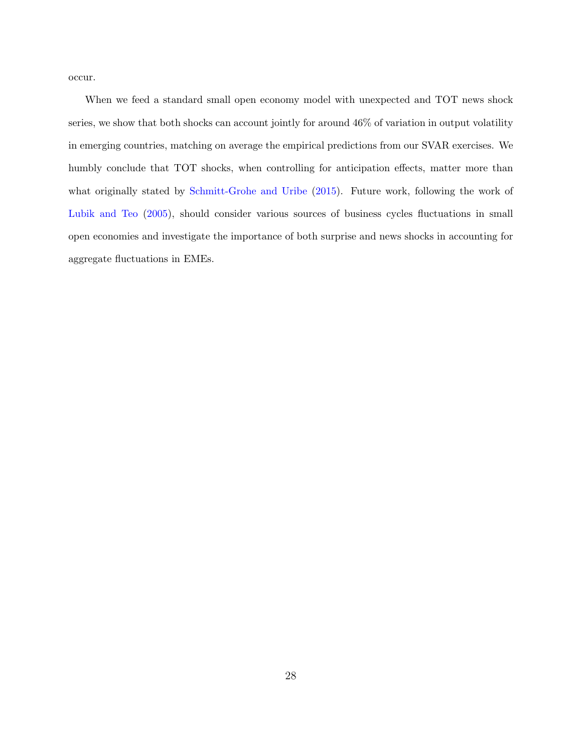occur.

When we feed a standard small open economy model with unexpected and TOT news shock series, we show that both shocks can account jointly for around 46% of variation in output volatility in emerging countries, matching on average the empirical predictions from our SVAR exercises. We humbly conclude that TOT shocks, when controlling for anticipation effects, matter more than what originally stated by Schmitt-Grohe and Uribe (2015). Future work, following the work of Lubik and Teo (2005), should consider various sources of business cycles fluctuations in small open economies and investigate the importance of both surprise and news shocks in accounting for aggregate fluctuations in EMEs.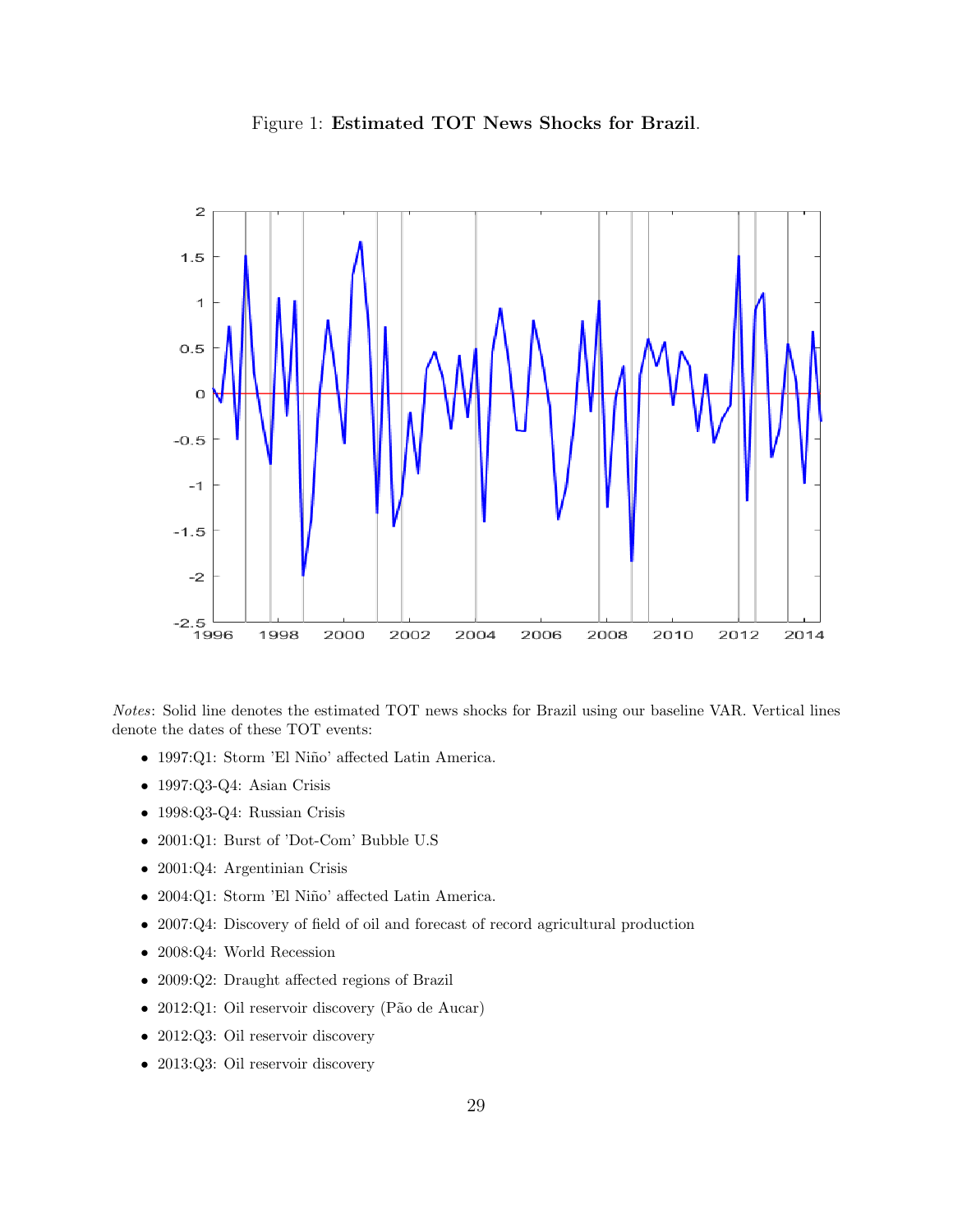Figure 1: **Estimated TOT News Shocks for Brazil**.

*Notes*: Solid line denotes the estimated TOT news shocks for Brazil using our baseline VAR. Vertical lines denote the dates of these TOT events:

- 1997:Q1: Storm 'El Niño' affected Latin America.
- 1997:Q3-Q4: Asian Crisis
- 1998:Q3-Q4: Russian Crisis
- 2001:Q1: Burst of 'Dot-Com' Bubble U.S
- 2001:Q4: Argentinian Crisis
- 2004:Q1: Storm 'El Niño' affected Latin America.
- 2007:Q4: Discovery of field of oil and forecast of record agricultural production
- 2008:Q4: World Recession
- 2009:Q2: Draught affected regions of Brazil
- 2012:Q1: Oil reservoir discovery (Pão de Aucar)
- 2012:Q3: Oil reservoir discovery
- 2013:Q3: Oil reservoir discovery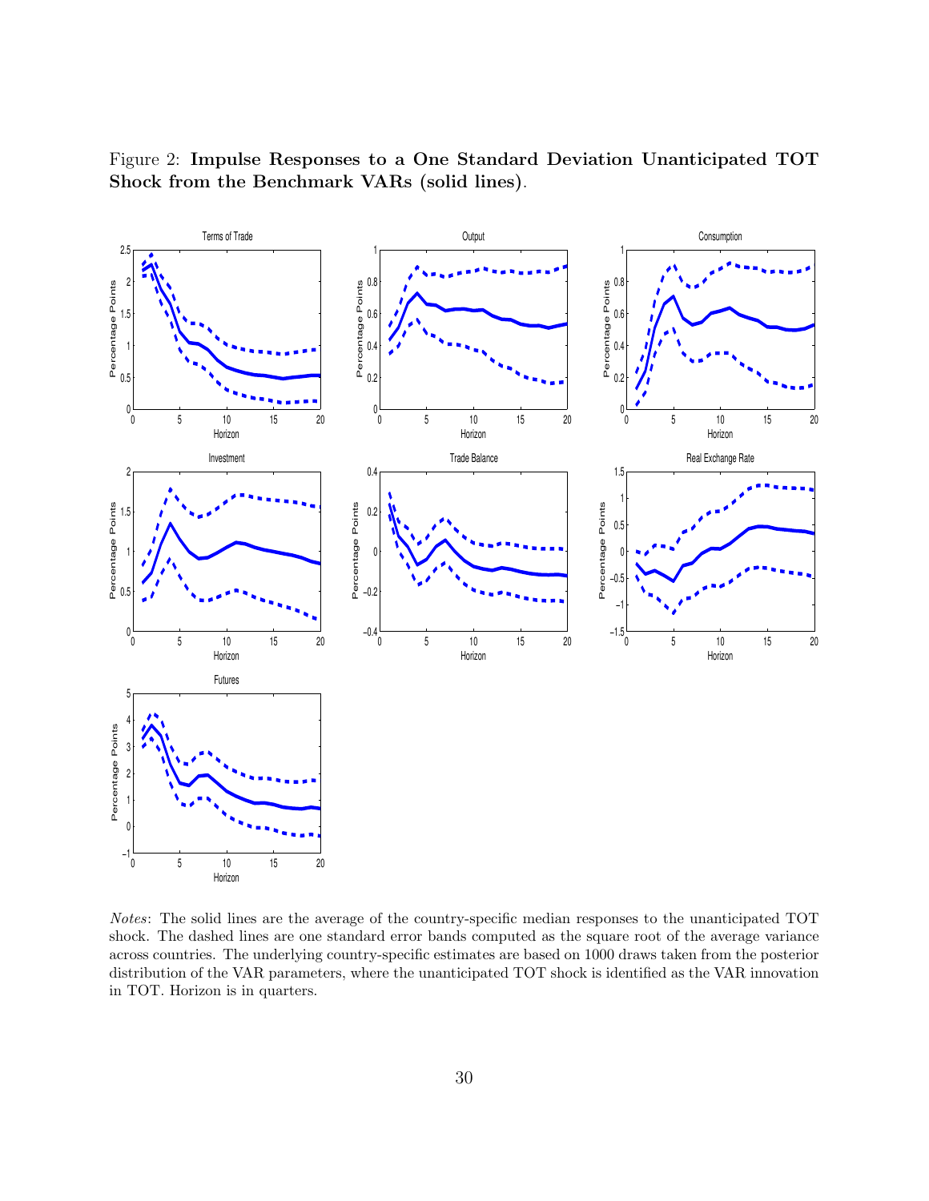Figure 2: **Impulse Responses to a One Standard Deviation Unanticipated TOT Shock from the Benchmark VARs (solid lines)**.

*Notes*: The solid lines are the average of the country-specific median responses to the unanticipated TOT shock. The dashed lines are one standard error bands computed as the square root of the average variance across countries. The underlying country-specific estimates are based on 1000 draws taken from the posterior distribution of the VAR parameters, where the unanticipated TOT shock is identified as the VAR innovation in TOT. Horizon is in quarters.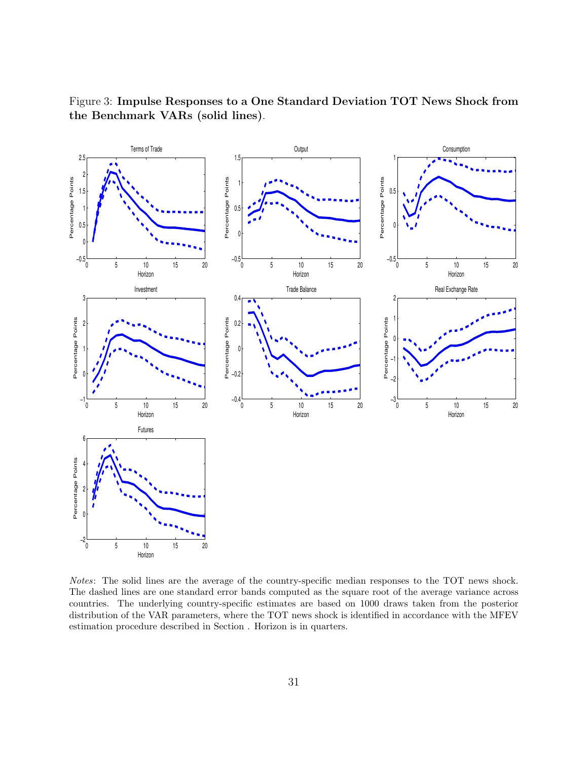Figure 3: **Impulse Responses to a One Standard Deviation TOT News Shock from the Benchmark VARs (solid lines)**.

*Notes*: The solid lines are the average of the country-specific median responses to the TOT news shock. The dashed lines are one standard error bands computed as the square root of the average variance across countries. The underlying country-specific estimates are based on 1000 draws taken from the posterior distribution of the VAR parameters, where the TOT news shock is identified in accordance with the MFEV estimation procedure described in Section . Horizon is in quarters.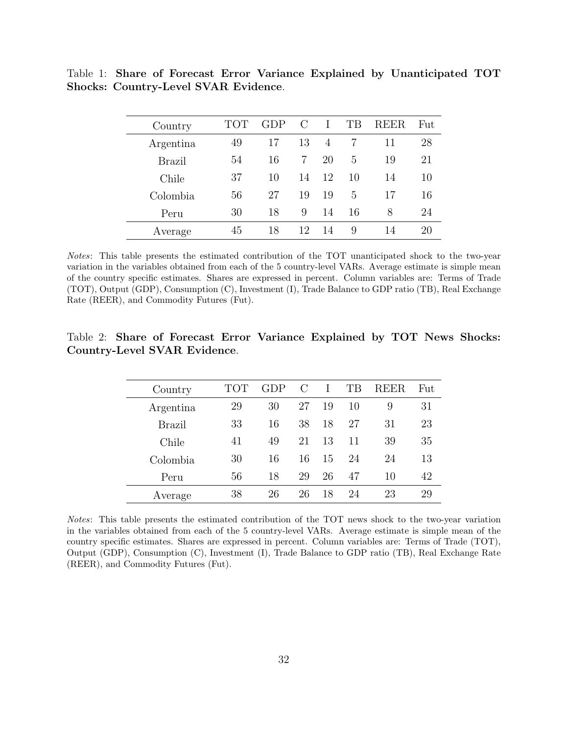Table 1: **Share of Forecast Error Variance Explained by Unanticipated TOT Shocks: Country-Level SVAR Evidence**.

| Country | TOT | GDP | C | I | TB | REER | Fut |
|---|---|---|---|---|---|---|---|
| Argentina | 49 | 17 | 13 | 4 | 7 | 11 | 28 |
| Brazil | 54 | 16 | 7 | 20 | 5 | 19 | 21 |
| Chile | 37 | 10 | 14 | 12 | 10 | 14 | 10 |
| Colombia | 56 | 27 | 19 | 19 | 5 | 17 | 16 |
| Peru | 30 | 18 | 9 | 14 | 16 | 8 | 24 |
| Average | 45 | 18 | 12 | 14 | 9 | 14 | 20 |

*Notes*: This table presents the estimated contribution of the TOT unanticipated shock to the two-year variation in the variables obtained from each of the 5 country-level VARs. Average estimate is simple mean of the country specific estimates. Shares are expressed in percent. Column variables are: Terms of Trade (TOT), Output (GDP), Consumption (C), Investment (I), Trade Balance to GDP ratio (TB), Real Exchange Rate (REER), and Commodity Futures (Fut).

Table 2: **Share of Forecast Error Variance Explained by TOT News Shocks: Country-Level SVAR Evidence**.

| Country | TOT | GDP | C | I | TB | REER | Fut |
|---|---|---|---|---|---|---|---|
| Argentina | 29 | 30 | 27 | 19 | 10 | 9 | 31 |
| Brazil | 33 | 16 | 38 | 18 | 27 | 31 | 23 |
| Chile | 41 | 49 | 21 | 13 | 11 | 39 | 35 |
| Colombia | 30 | 16 | 16 | 15 | 24 | 24 | 13 |
| Peru | 56 | 18 | 29 | 26 | 47 | 10 | 42 |
| Average | 38 | 26 | 26 | 18 | 24 | 23 | 29 |

*Notes*: This table presents the estimated contribution of the TOT news shock to the two-year variation in the variables obtained from each of the 5 country-level VARs. Average estimate is simple mean of the country specific estimates. Shares are expressed in percent. Column variables are: Terms of Trade (TOT), Output (GDP), Consumption (C), Investment (I), Trade Balance to GDP ratio (TB), Real Exchange Rate (REER), and Commodity Futures (Fut).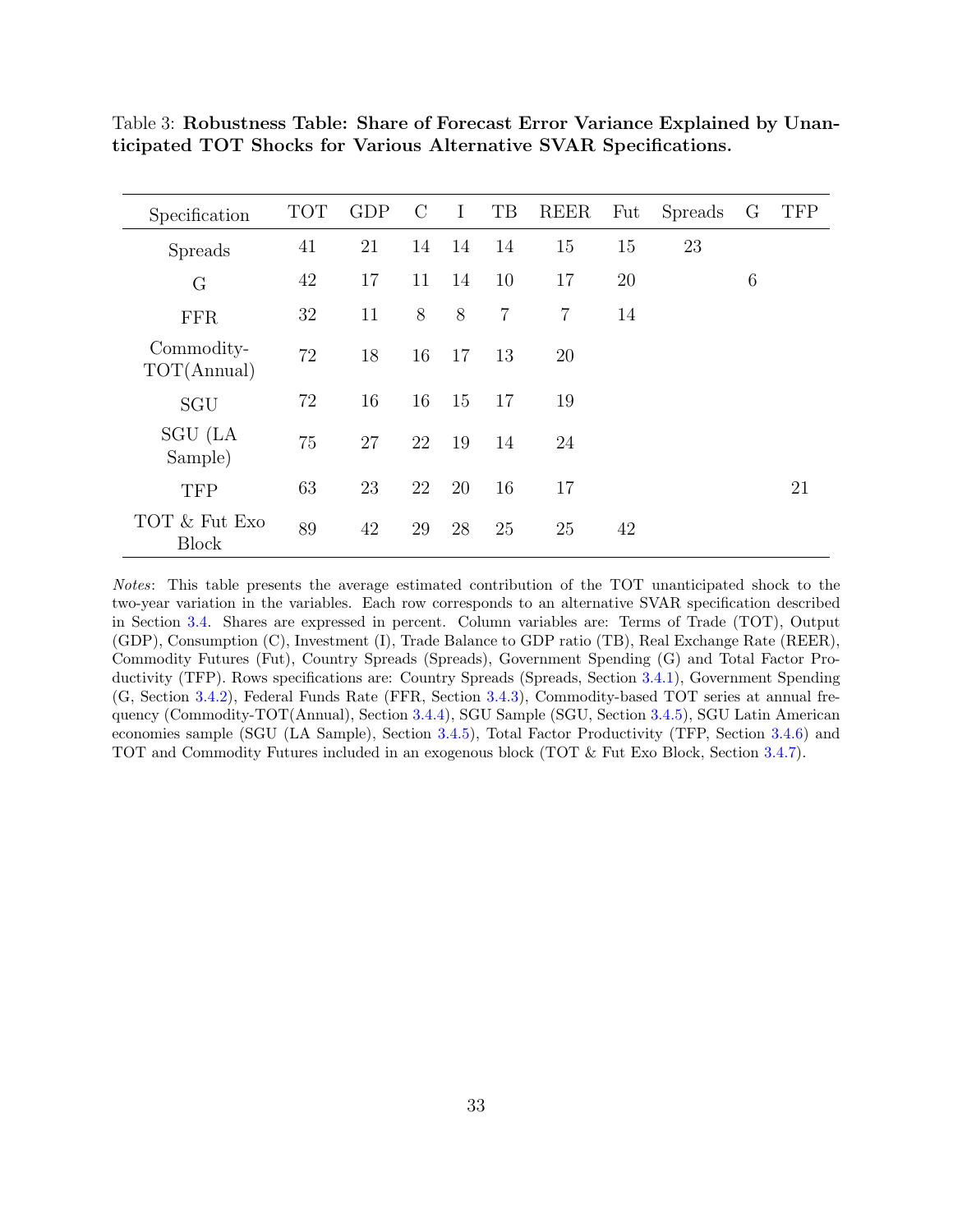Table 3: **Robustness Table: Share of Forecast Error Variance Explained by Unanticipated TOT Shocks for Various Alternative SVAR Specifications.**

| Specification | TOT | GDP | C | I | TB | REER | Fut | Spreads | G | TFP |
|---|---|---|---|---|---|---|---|---|---|---|
| Spreads | 41 | 21 | 14 | 14 | 14 | 15 | 15 | 23 | | |
| G | 42 | 17 | 11 | 14 | 10 | 17 | 20 | | 6 | |
| FFR | 32 | 11 | 8 | 8 | 7 | 7 | 14 | | | |
| Commodity-TOT(Annual) | 72 | 18 | 16 | 17 | 13 | 20 | | | | |
| SGU | 72 | 16 | 16 | 15 | 17 | 19 | | | | |
| SGU (LA Sample) | 75 | 27 | 22 | 19 | 14 | 24 | | | | |
| TFP | 63 | 23 | 22 | 20 | 16 | 17 | | | | 21 |
| TOT & Fut Exo Block | 89 | 42 | 29 | 28 | 25 | 25 | 42 | | | |

*Notes*: This table presents the average estimated contribution of the TOT unanticipated shock to the two-year variation in the variables. Each row corresponds to an alternative SVAR specification described in Section 3.4. Shares are expressed in percent. Column variables are: Terms of Trade (TOT), Output (GDP), Consumption (C), Investment (I), Trade Balance to GDP ratio (TB), Real Exchange Rate (REER), Commodity Futures (Fut), Country Spreads (Spreads), Government Spending (G) and Total Factor Productivity (TFP). Rows specifications are: Country Spreads (Spreads, Section 3.4.1), Government Spending (G, Section 3.4.2), Federal Funds Rate (FFR, Section 3.4.3), Commodity-based TOT series at annual frequency (Commodity-TOT(Annual), Section 3.4.4), SGU Sample (SGU, Section 3.4.5), SGU Latin American economies sample (SGU (LA Sample), Section 3.4.5), Total Factor Productivity (TFP, Section 3.4.6) and TOT and Commodity Futures included in an exogenous block (TOT & Fut Exo Block, Section 3.4.7).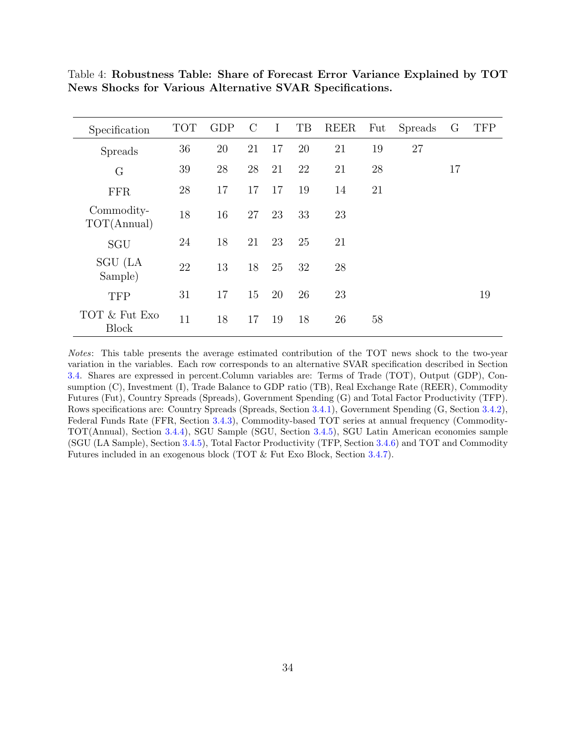Table 4: **Robustness Table: Share of Forecast Error Variance Explained by TOT News Shocks for Various Alternative SVAR Specifications.**

| Specification | TOT | GDP | C | I | TB | REER | Fut | Spreads | G | TFP |
|---|---|---|---|---|---|---|---|---|---|---|
| Spreads | 36 | 20 | 21 | 17 | 20 | 21 | 19 | 27 | | |
| G | 39 | 28 | 28 | 21 | 22 | 21 | 28 | | 17 | |
| FFR | 28 | 17 | 17 | 17 | 19 | 14 | 21 | | | |
| Commodity-TOT(Annual) | 18 | 16 | 27 | 23 | 33 | 23 | | | | |
| SGU | 24 | 18 | 21 | 23 | 25 | 21 | | | | |
| SGU (LA Sample) | 22 | 13 | 18 | 25 | 32 | 28 | | | | |
| TFP | 31 | 17 | 15 | 20 | 26 | 23 | | | | 19 |
| TOT & Fut Exo Block | 11 | 18 | 17 | 19 | 18 | 26 | 58 | | | |

*Notes*: This table presents the average estimated contribution of the TOT news shock to the two-year variation in the variables. Each row corresponds to an alternative SVAR specification described in Section 3.4. Shares are expressed in percent.Column variables are: Terms of Trade (TOT), Output (GDP), Consumption (C), Investment (I), Trade Balance to GDP ratio (TB), Real Exchange Rate (REER), Commodity Futures (Fut), Country Spreads (Spreads), Government Spending (G) and Total Factor Productivity (TFP). Rows specifications are: Country Spreads (Spreads, Section 3.4.1), Government Spending (G, Section 3.4.2), Federal Funds Rate (FFR, Section 3.4.3), Commodity-based TOT series at annual frequency (Commodity-TOT(Annual), Section 3.4.4), SGU Sample (SGU, Section 3.4.5), SGU Latin American economies sample (SGU (LA Sample), Section 3.4.5), Total Factor Productivity (TFP, Section 3.4.6) and TOT and Commodity Futures included in an exogenous block (TOT & Fut Exo Block, Section 3.4.7).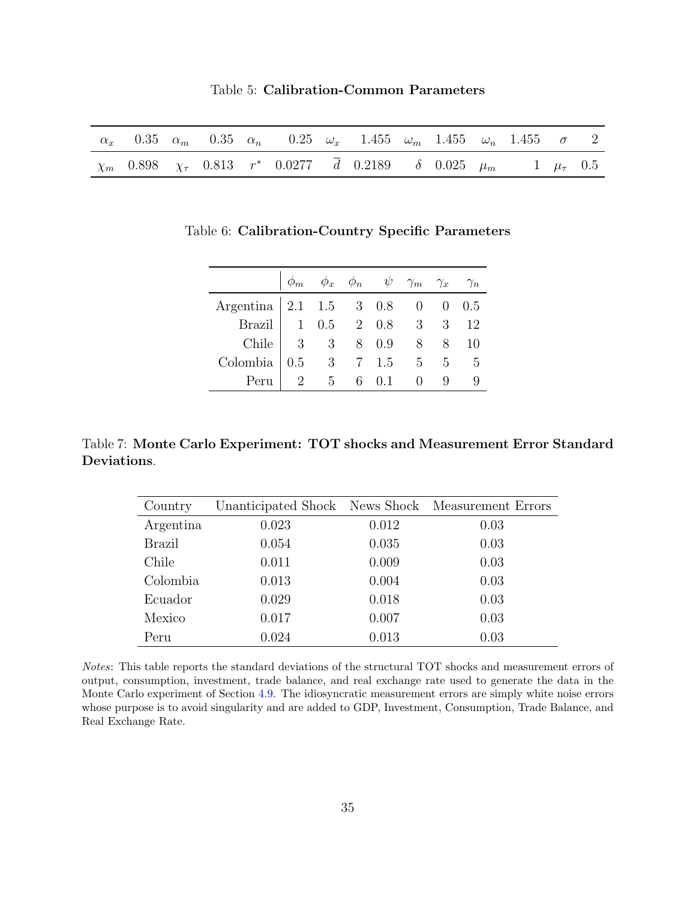Table 5: **Calibration-Common Parameters**

| | | | | | | | | | | | | | |
|---|---|---|---|---|---|---|---|---|---|---|---|---|---|
| $\alpha_x$ | 0.35 | $\alpha_m$ | 0.35 | $\alpha_n$ | 0.25 | $\omega_x$ | 1.455 | $\omega_m$ | 1.455 | $\omega_n$ | 1.455 | $\sigma$ | 2 |
| $\chi_m$ | 0.898 | $\chi_\tau$ | 0.813 | $r^*$ | 0.0277 | $\overline{d}$ | 0.2189 | $\delta$ | 0.025 | $\mu_m$ | 1 | $\mu_\tau$ | 0.5 |

Table 6: **Calibration-Country Specific Parameters**

| | $\phi_m$ | $\phi_x$ | $\phi_n$ | $\psi$ | $\gamma_m$ | $\gamma_x$ | $\gamma_n$ |
|---|---|---|---|---|---|---|---|
| Argentina | 2.1 | 1.5 | 3 | 0.8 | 0 | 0 | 0.5 |
| Brazil | 1 | 0.5 | 2 | 0.8 | 3 | 3 | 12 |
| Chile | 3 | 3 | 8 | 0.9 | 8 | 8 | 10 |
| Colombia | 0.5 | 3 | 7 | 1.5 | 5 | 5 | 5 |
| Peru | 2 | 5 | 6 | 0.1 | 0 | 9 | 9 |

Table 7: **Monte Carlo Experiment: TOT shocks and Measurement Error Standard Deviations**.

| Country | Unanticipated Shock | News Shock | Measurement Errors |
|---|---|---|---|
| Argentina | 0.023 | 0.012 | 0.03 |
| Brazil | 0.054 | 0.035 | 0.03 |
| Chile | 0.011 | 0.009 | 0.03 |
| Colombia | 0.013 | 0.004 | 0.03 |
| Ecuador | 0.029 | 0.018 | 0.03 |
| Mexico | 0.017 | 0.007 | 0.03 |
| Peru | 0.024 | 0.013 | 0.03 |

*Notes*: This table reports the standard deviations of the structural TOT shocks and measurement errors of output, consumption, investment, trade balance, and real exchange rate used to generate the data in the Monte Carlo experiment of Section 4.9. The idiosyncratic measurement errors are simply white noise errors whose purpose is to avoid singularity and are added to GDP, Investment, Consumption, Trade Balance, and Real Exchange Rate.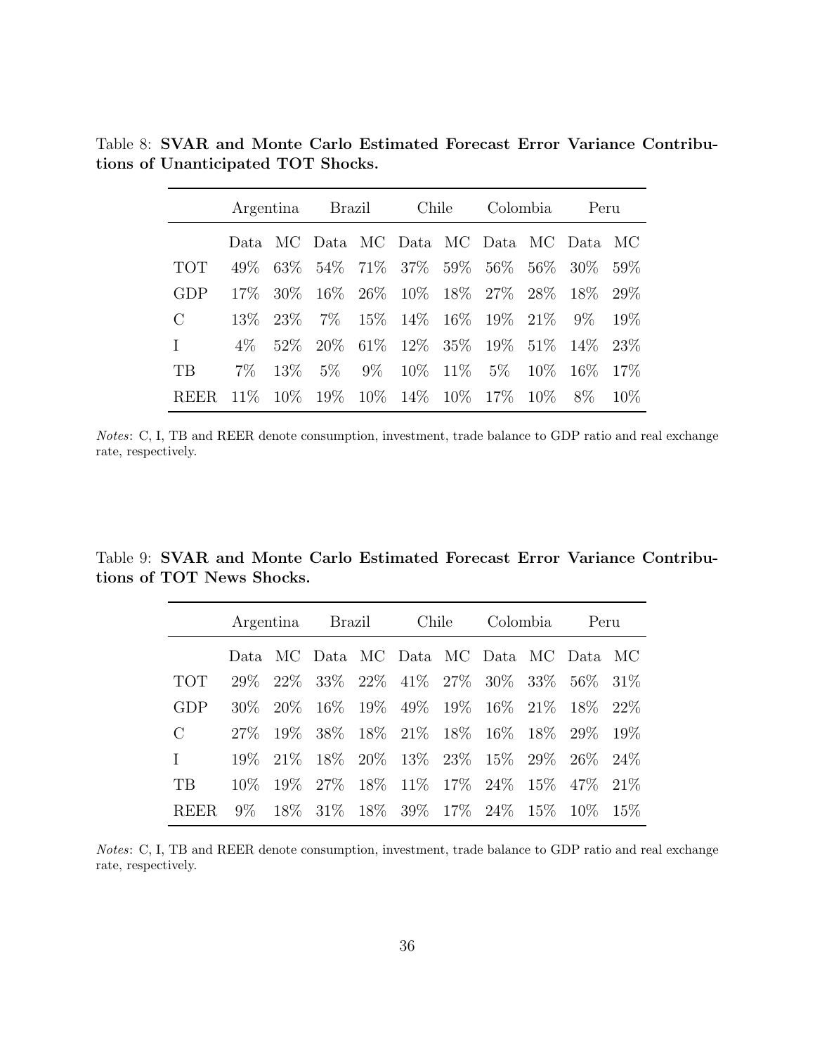Table 8: **SVAR and Monte Carlo Estimated Forecast Error Variance Contributions of Unanticipated TOT Shocks.**

| | Argentina | | Brazil | | Chile | | Colombia | | Peru | |
|---|---|---|---|---|---|---|---|---|---|---|
| | Data | MC | Data | MC | Data | MC | Data | MC | Data | MC |
| TOT | 49% | 63% | 54% | 71% | 37% | 59% | 56% | 56% | 30% | 59% |
| GDP | 17% | 30% | 16% | 26% | 10% | 18% | 27% | 28% | 18% | 29% |
| C | 13% | 23% | 7% | 15% | 14% | 16% | 19% | 21% | 9% | 19% |
| I | 4% | 52% | 20% | 61% | 12% | 35% | 19% | 51% | 14% | 23% |
| TB | 7% | 13% | 5% | 9% | 10% | 11% | 5% | 10% | 16% | 17% |
| REER | 11% | 10% | 19% | 10% | 14% | 10% | 17% | 10% | 8% | 10% |

*Notes*: C, I, TB and REER denote consumption, investment, trade balance to GDP ratio and real exchange rate, respectively.

Table 9: **SVAR and Monte Carlo Estimated Forecast Error Variance Contributions of TOT News Shocks.**

| | Argentina | | Brazil | | Chile | | Colombia | | Peru | |
|---|---|---|---|---|---|---|---|---|---|---|
| | Data | MC | Data | MC | Data | MC | Data | MC | Data | MC |
| TOT | 29% | 22% | 33% | 22% | 41% | 27% | 30% | 33% | 56% | 31% |
| GDP | 30% | 20% | 16% | 19% | 49% | 19% | 16% | 21% | 18% | 22% |
| C | 27% | 19% | 38% | 18% | 21% | 18% | 16% | 18% | 29% | 19% |
| I | 19% | 21% | 18% | 20% | 13% | 23% | 15% | 29% | 26% | 24% |
| TB | 10% | 19% | 27% | 18% | 11% | 17% | 24% | 15% | 47% | 21% |
| REER | 9% | 18% | 31% | 18% | 39% | 17% | 24% | 15% | 10% | 15% |

*Notes*: C, I, TB and REER denote consumption, investment, trade balance to GDP ratio and real exchange rate, respectively.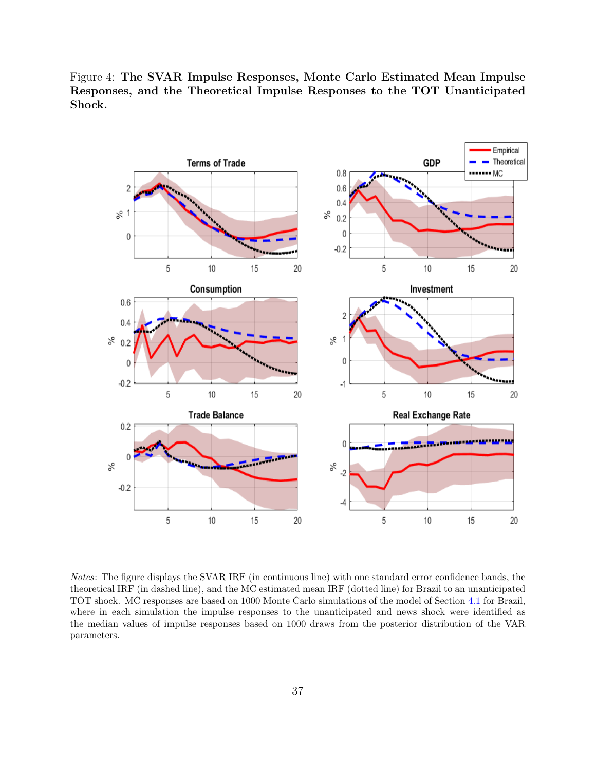Figure 4: **The SVAR Impulse Responses, Monte Carlo Estimated Mean Impulse Responses, and the Theoretical Impulse Responses to the TOT Unanticipated Shock.**

*Notes*: The figure displays the SVAR IRF (in continuous line) with one standard error confidence bands, the theoretical IRF (in dashed line), and the MC estimated mean IRF (dotted line) for Brazil to an unanticipated TOT shock. MC responses are based on 1000 Monte Carlo simulations of the model of Section 4.1 for Brazil, where in each simulation the impulse responses to the unanticipated and news shock were identified as the median values of impulse responses based on 1000 draws from the posterior distribution of the VAR parameters.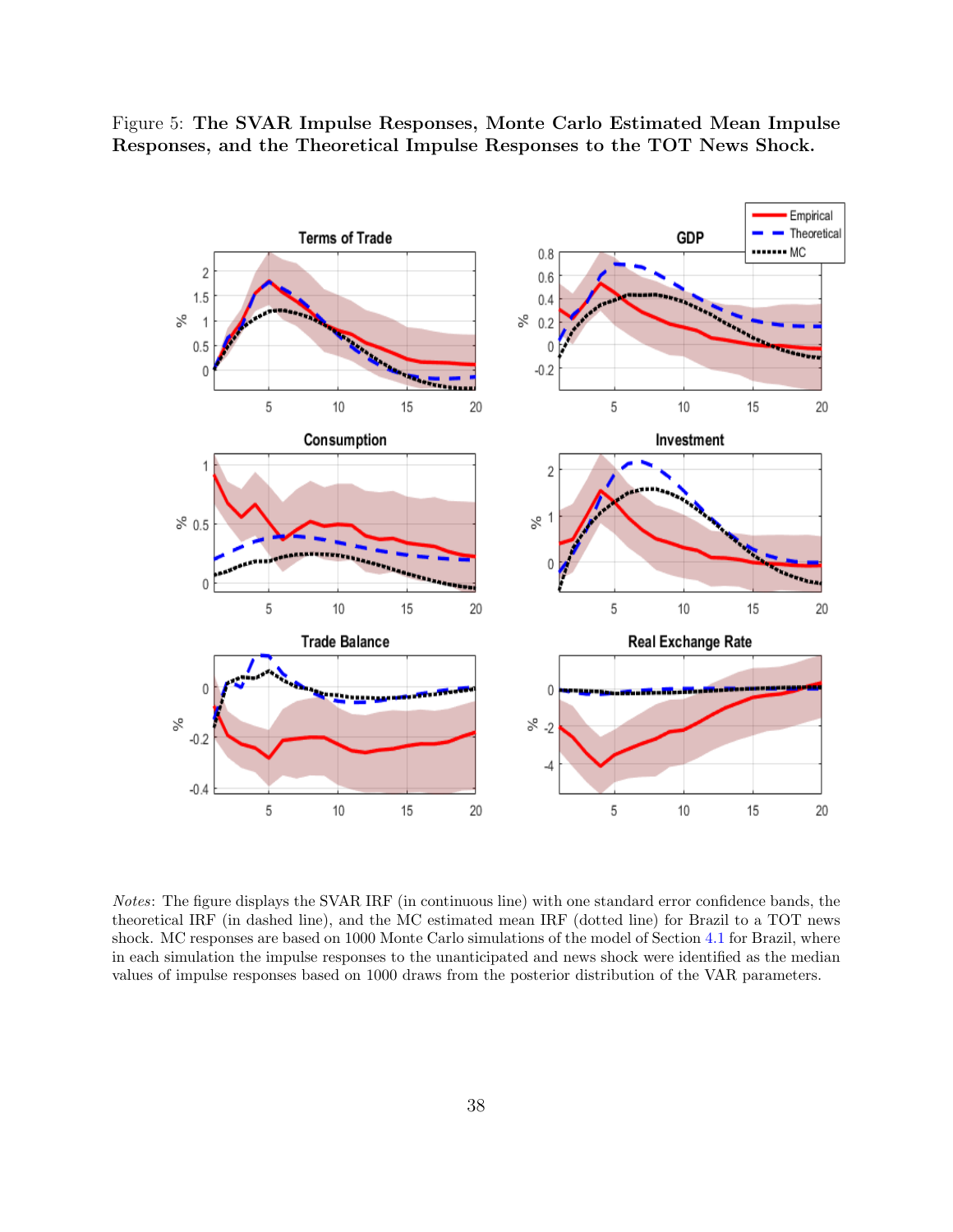Figure 5: **The SVAR Impulse Responses, Monte Carlo Estimated Mean Impulse Responses, and the Theoretical Impulse Responses to the TOT News Shock.**

*Notes*: The figure displays the SVAR IRF (in continuous line) with one standard error confidence bands, the theoretical IRF (in dashed line), and the MC estimated mean IRF (dotted line) for Brazil to a TOT news shock. MC responses are based on 1000 Monte Carlo simulations of the model of Section 4.1 for Brazil, where in each simulation the impulse responses to the unanticipated and news shock were identified as the median values of impulse responses based on 1000 draws from the posterior distribution of the VAR parameters.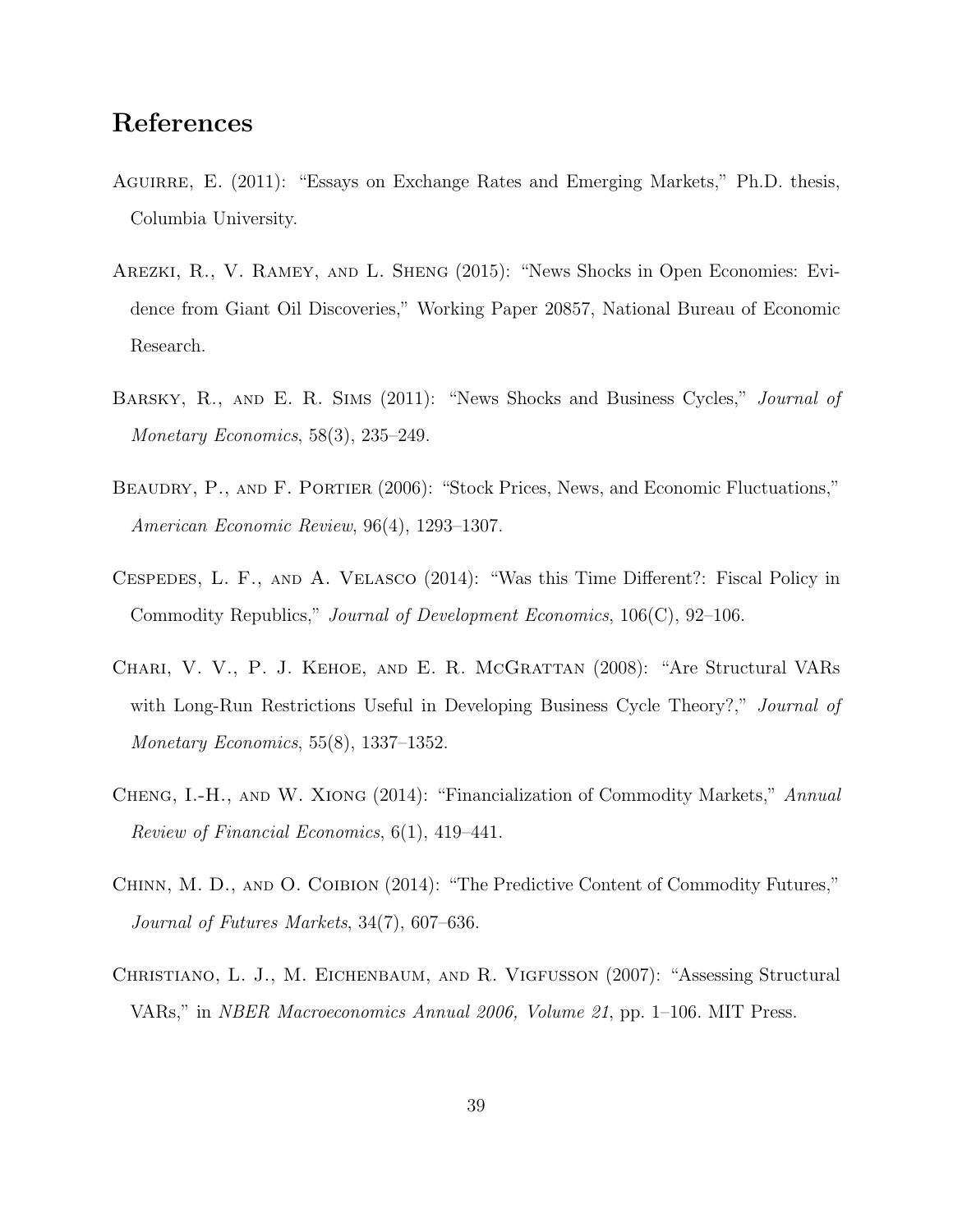# References

Aguirre, E. (2011): "Essays on Exchange Rates and Emerging Markets," Ph.D. thesis, Columbia University.

Arezki, R., V. Ramey, and L. Sheng (2015): "News Shocks in Open Economies: Evidence from Giant Oil Discoveries," Working Paper 20857, National Bureau of Economic Research.

Barsky, R., and E. R. Sims (2011): "News Shocks and Business Cycles," *Journal of Monetary Economics*, 58(3), 235–249.

Beaudry, P., and F. Portier (2006): "Stock Prices, News, and Economic Fluctuations," *American Economic Review*, 96(4), 1293–1307.

Cespedes, L. F., and A. Velasco (2014): "Was this Time Different?: Fiscal Policy in Commodity Republics," *Journal of Development Economics*, 106(C), 92–106.

Chari, V. V., P. J. Kehoe, and E. R. McGrattan (2008): "Are Structural VARs with Long-Run Restrictions Useful in Developing Business Cycle Theory?," *Journal of Monetary Economics*, 55(8), 1337–1352.

Cheng, I.-H., and W. Xiong (2014): "Financialization of Commodity Markets," *Annual Review of Financial Economics*, 6(1), 419–441.

Chinn, M. D., and O. Coibion (2014): "The Predictive Content of Commodity Futures," *Journal of Futures Markets*, 34(7), 607–636.

Christiano, L. J., M. Eichenbaum, and R. Vigfusson (2007): "Assessing Structural VARs," in *NBER Macroeconomics Annual 2006, Volume 21*, pp. 1–106. MIT Press.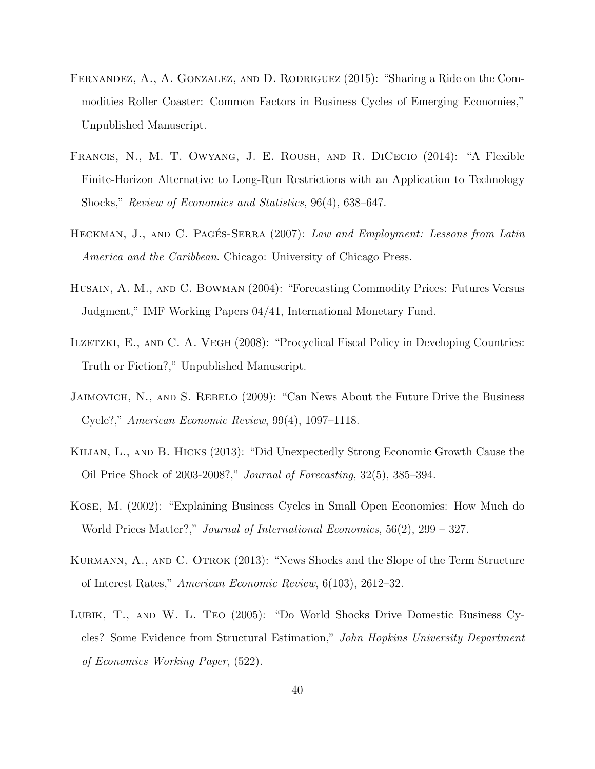Fernandez, A., A. Gonzalez, and D. Rodriguez (2015): "Sharing a Ride on the Commodities Roller Coaster: Common Factors in Business Cycles of Emerging Economies," Unpublished Manuscript.

Francis, N., M. T. Owyang, J. E. Roush, and R. DiCecio (2014): "A Flexible Finite-Horizon Alternative to Long-Run Restrictions with an Application to Technology Shocks," *Review of Economics and Statistics*, 96(4), 638–647.

Heckman, J., and C. Pagés-Serra (2007): *Law and Employment: Lessons from Latin America and the Caribbean*. Chicago: University of Chicago Press.

Husain, A. M., and C. Bowman (2004): "Forecasting Commodity Prices: Futures Versus Judgment," IMF Working Papers 04/41, International Monetary Fund.

Ilzetzki, E., and C. A. Vegh (2008): "Procyclical Fiscal Policy in Developing Countries: Truth or Fiction?," Unpublished Manuscript.

Jaimovich, N., and S. Rebelo (2009): "Can News About the Future Drive the Business Cycle?," *American Economic Review*, 99(4), 1097–1118.

Kilian, L., and B. Hicks (2013): "Did Unexpectedly Strong Economic Growth Cause the Oil Price Shock of 2003-2008?," *Journal of Forecasting*, 32(5), 385–394.

Kose, M. (2002): "Explaining Business Cycles in Small Open Economies: How Much do World Prices Matter?," *Journal of International Economics*, 56(2), 299 – 327.

Kurmann, A., and C. Otrok (2013): "News Shocks and the Slope of the Term Structure of Interest Rates," *American Economic Review*, 6(103), 2612–32.

Lubik, T., and W. L. Teo (2005): "Do World Shocks Drive Domestic Business Cycles? Some Evidence from Structural Estimation," *John Hopkins University Department of Economics Working Paper*, (522).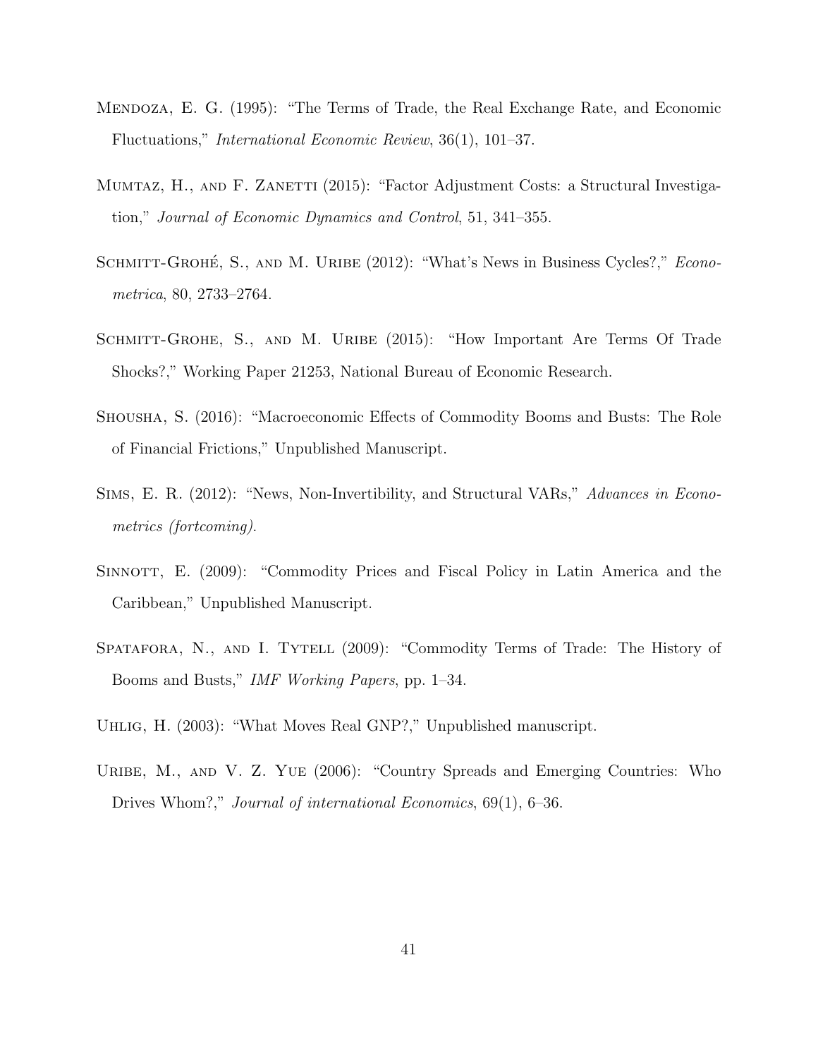Mendoza, E. G. (1995): "The Terms of Trade, the Real Exchange Rate, and Economic Fluctuations," *International Economic Review*, 36(1), 101–37.

Mumtaz, H., and F. Zanetti (2015): "Factor Adjustment Costs: a Structural Investigation," *Journal of Economic Dynamics and Control*, 51, 341–355.

Schmitt-Grohé, S., and M. Uribe (2012): "What's News in Business Cycles?," *Econometrica*, 80, 2733–2764.

Schmitt-Grohe, S., and M. Uribe (2015): "How Important Are Terms Of Trade Shocks?," Working Paper 21253, National Bureau of Economic Research.

Shousha, S. (2016): "Macroeconomic Effects of Commodity Booms and Busts: The Role of Financial Frictions," Unpublished Manuscript.

Sims, E. R. (2012): "News, Non-Invertibility, and Structural VARs," *Advances in Econometrics (fortcoming)*.

Sinnott, E. (2009): "Commodity Prices and Fiscal Policy in Latin America and the Caribbean," Unpublished Manuscript.

Spatafora, N., and I. Tytell (2009): "Commodity Terms of Trade: The History of Booms and Busts," *IMF Working Papers*, pp. 1–34.

Uhlig, H. (2003): "What Moves Real GNP?," Unpublished manuscript.

Uribe, M., and V. Z. Yue (2006): "Country Spreads and Emerging Countries: Who Drives Whom?," *Journal of international Economics*, 69(1), 6–36.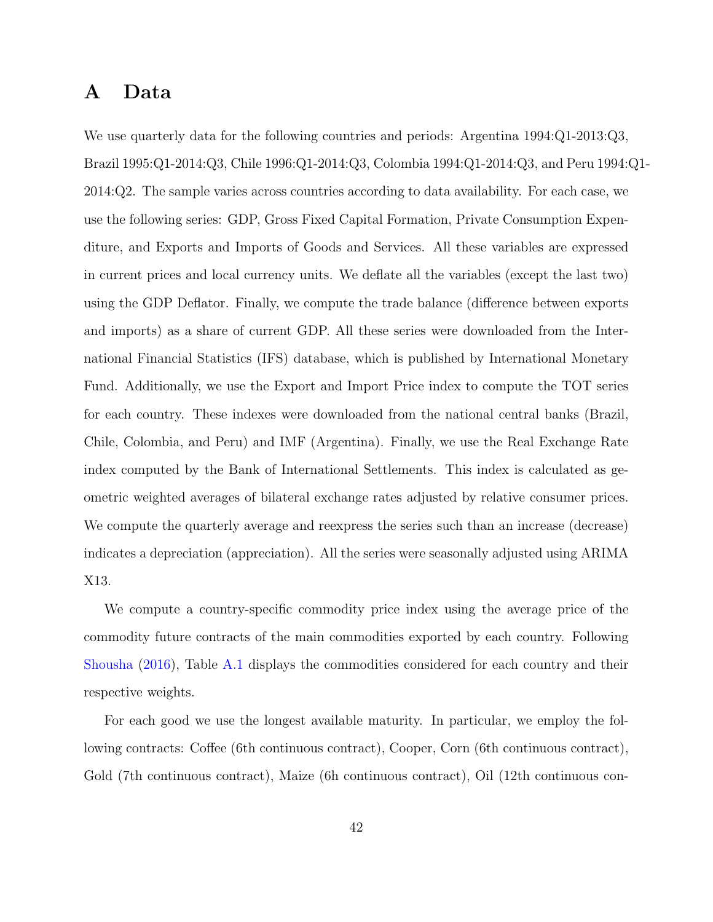# A Data

We use quarterly data for the following countries and periods: Argentina 1994:Q1-2013:Q3, Brazil 1995:Q1-2014:Q3, Chile 1996:Q1-2014:Q3, Colombia 1994:Q1-2014:Q3, and Peru 1994:Q1-2014:Q2. The sample varies across countries according to data availability. For each case, we use the following series: GDP, Gross Fixed Capital Formation, Private Consumption Expenditure, and Exports and Imports of Goods and Services. All these variables are expressed in current prices and local currency units. We deflate all the variables (except the last two) using the GDP Deflator. Finally, we compute the trade balance (difference between exports and imports) as a share of current GDP. All these series were downloaded from the International Financial Statistics (IFS) database, which is published by International Monetary Fund. Additionally, we use the Export and Import Price index to compute the TOT series for each country. These indexes were downloaded from the national central banks (Brazil, Chile, Colombia, and Peru) and IMF (Argentina). Finally, we use the Real Exchange Rate index computed by the Bank of International Settlements. This index is calculated as geometric weighted averages of bilateral exchange rates adjusted by relative consumer prices. We compute the quarterly average and reexpress the series such than an increase (decrease) indicates a depreciation (appreciation). All the series were seasonally adjusted using ARIMA X13.

We compute a country-specific commodity price index using the average price of the commodity future contracts of the main commodities exported by each country. Following Shousha (2016), Table A.1 displays the commodities considered for each country and their respective weights.

For each good we use the longest available maturity. In particular, we employ the following contracts: Coffee (6th continuous contract), Cooper, Corn (6th continuous contract), Gold (7th continuous contract), Maize (6h continuous contract), Oil (12th continuous con-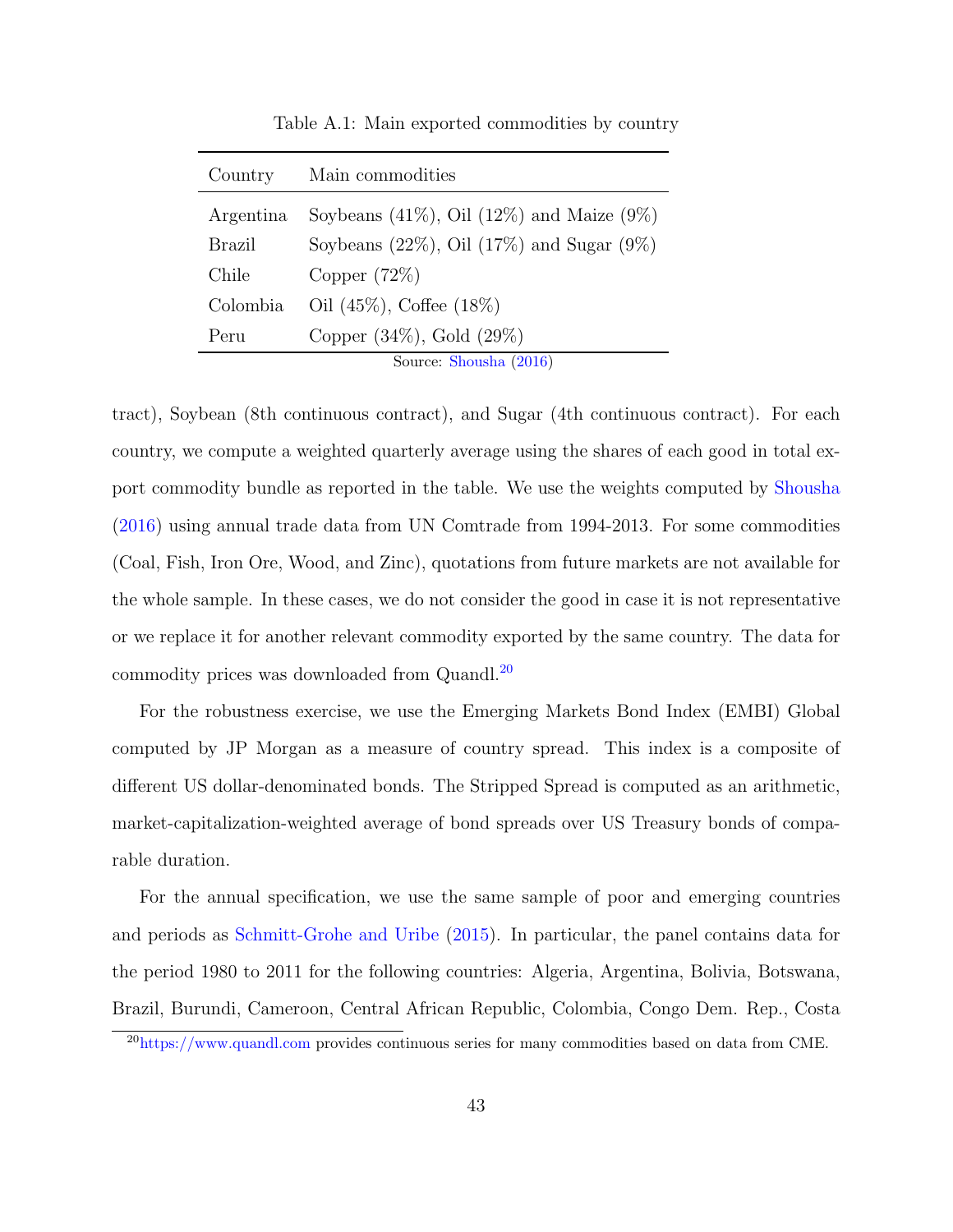Table A.1: Main exported commodities by country

| Country | Main commodities |
|---|---|
| Argentina | Soybeans (41%), Oil (12%) and Maize (9%) |
| Brazil | Soybeans (22%), Oil (17%) and Sugar (9%) |
| Chile | Copper (72%) |
| Colombia | Oil (45%), Coffee (18%) |
| Peru | Copper (34%), Gold (29%) |

Source: Shousha (2016)

tract), Soybean (8th continuous contract), and Sugar (4th continuous contract). For each country, we compute a weighted quarterly average using the shares of each good in total export commodity bundle as reported in the table. We use the weights computed by Shousha (2016) using annual trade data from UN Comtrade from 1994-2013. For some commodities (Coal, Fish, Iron Ore, Wood, and Zinc), quotations from future markets are not available for the whole sample. In these cases, we do not consider the good in case it is not representative or we replace it for another relevant commodity exported by the same country. The data for commodity prices was downloaded from Quandl.[20]

For the robustness exercise, we use the Emerging Markets Bond Index (EMBI) Global computed by JP Morgan as a measure of country spread. This index is a composite of different US dollar-denominated bonds. The Stripped Spread is computed as an arithmetic, market-capitalization-weighted average of bond spreads over US Treasury bonds of comparable duration.

For the annual specification, we use the same sample of poor and emerging countries and periods as Schmitt-Grohe and Uribe (2015). In particular, the panel contains data for the period 1980 to 2011 for the following countries: Algeria, Argentina, Bolivia, Botswana, Brazil, Burundi, Cameroon, Central African Republic, Colombia, Congo Dem. Rep., Costa

[20] https://www.quandl.com provides continuous series for many commodities based on data from CME.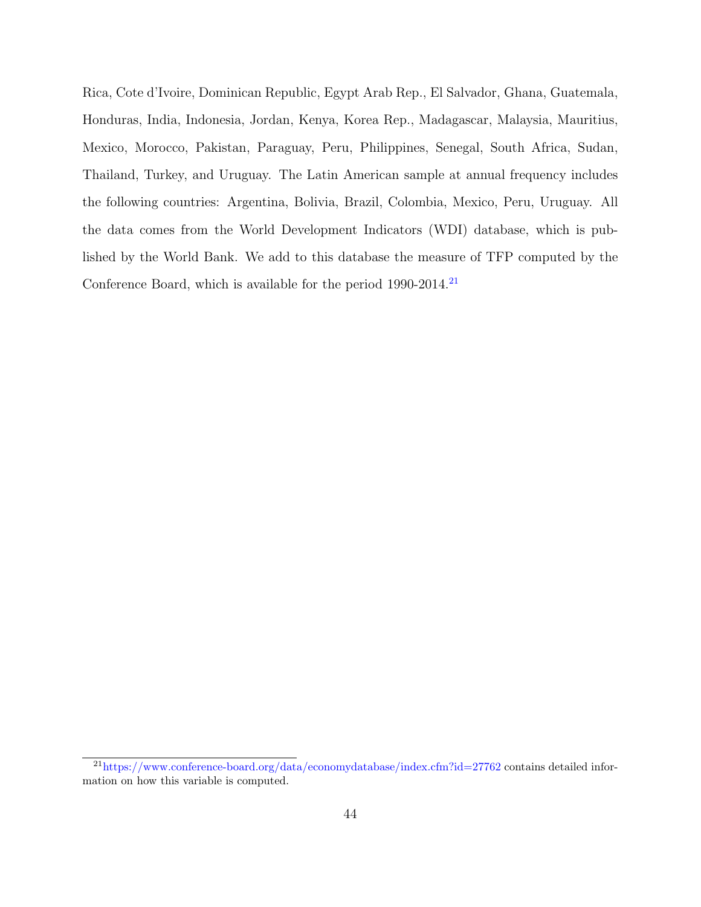Rica, Cote d'Ivoire, Dominican Republic, Egypt Arab Rep., El Salvador, Ghana, Guatemala, Honduras, India, Indonesia, Jordan, Kenya, Korea Rep., Madagascar, Malaysia, Mauritius, Mexico, Morocco, Pakistan, Paraguay, Peru, Philippines, Senegal, South Africa, Sudan, Thailand, Turkey, and Uruguay. The Latin American sample at annual frequency includes the following countries: Argentina, Bolivia, Brazil, Colombia, Mexico, Peru, Uruguay. All the data comes from the World Development Indicators (WDI) database, which is published by the World Bank. We add to this database the measure of TFP computed by the Conference Board, which is available for the period 1990-2014.[21]

[21] https://www.conference-board.org/data/economydatabase/index.cfm?id=27762 contains detailed information on how this variable is computed.